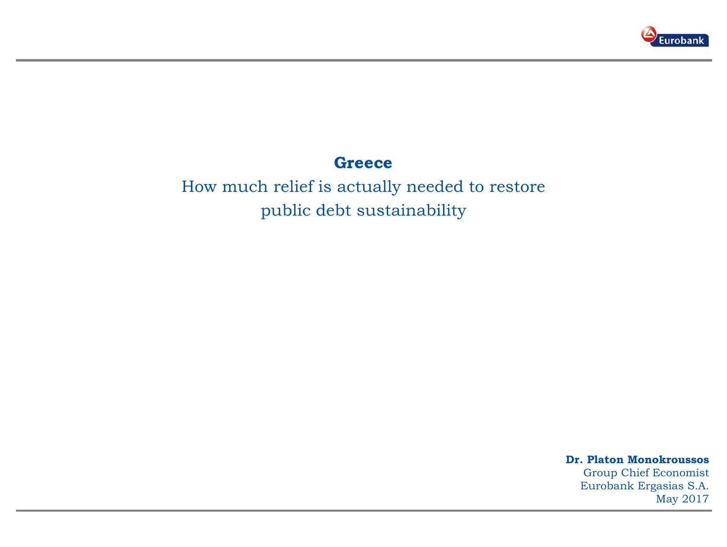# Greece

## How much relief is actually needed to restore public debt sustainability

**Dr. Platon Monokroussos**
Group Chief Economist
Eurobank Ergasias S.A.
May 2017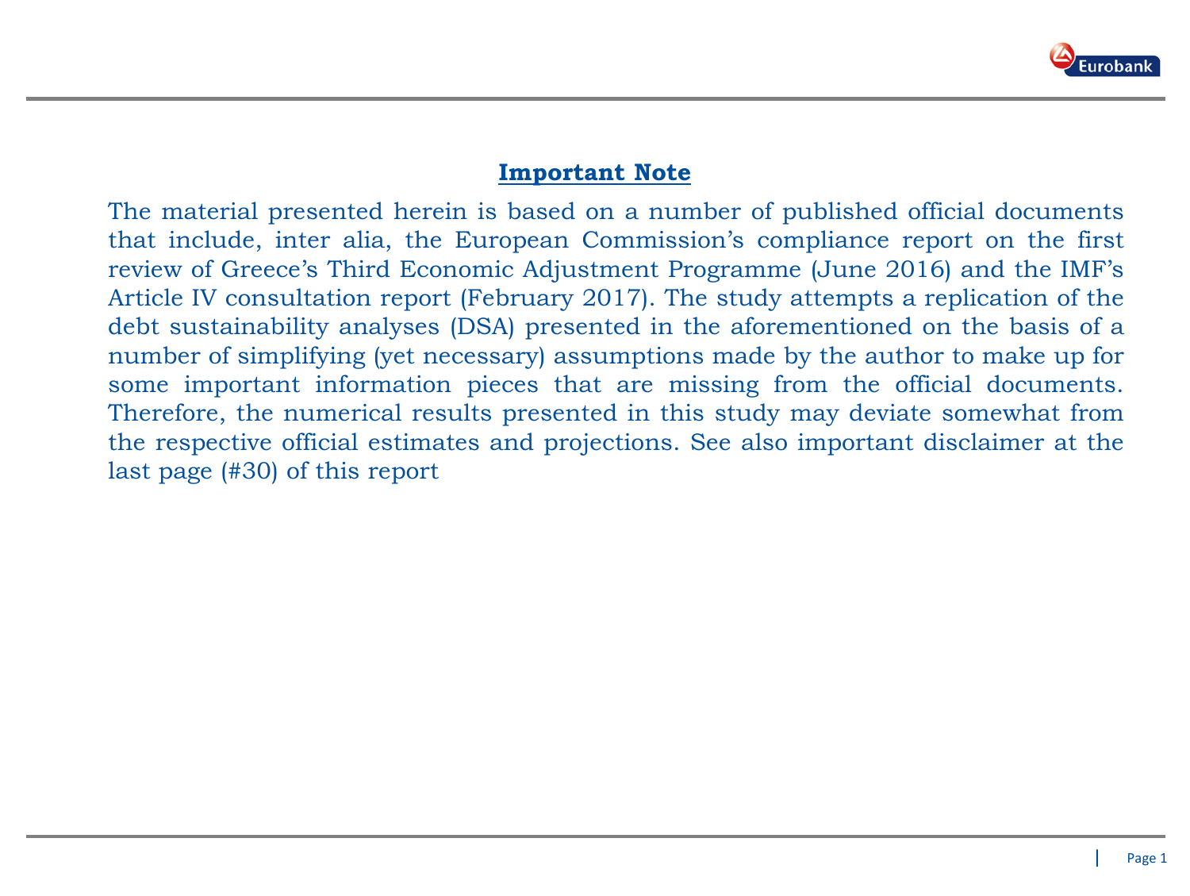## Important Note

The material presented herein is based on a number of published official documents that include, inter alia, the European Commission's compliance report on the first review of Greece's Third Economic Adjustment Programme (June 2016) and the IMF's Article IV consultation report (February 2017). The study attempts a replication of the debt sustainability analyses (DSA) presented in the aforementioned on the basis of a number of simplifying (yet necessary) assumptions made by the author to make up for some important information pieces that are missing from the official documents. Therefore, the numerical results presented in this study may deviate somewhat from the respective official estimates and projections. See also important disclaimer at the last page (#30) of this report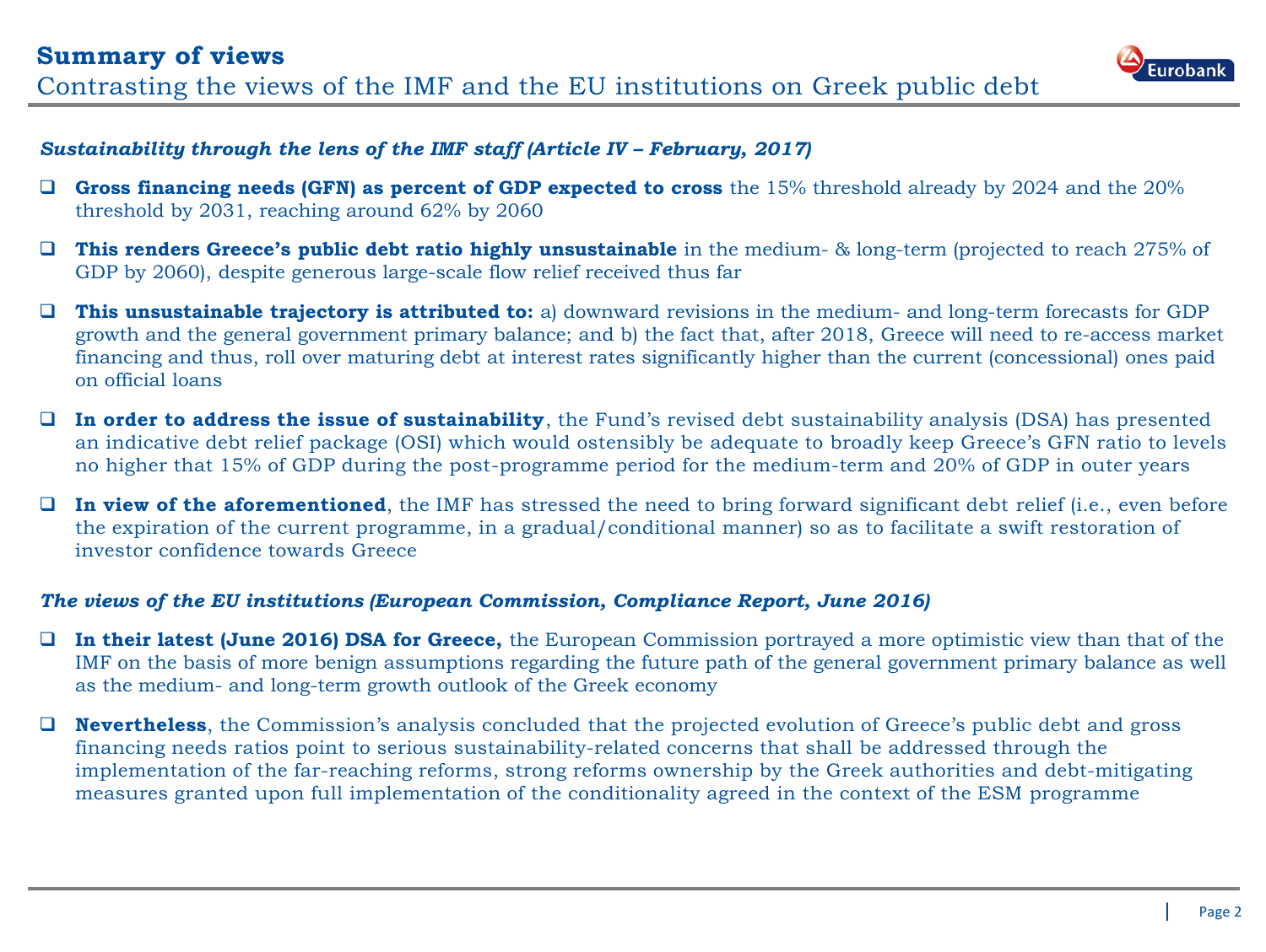# Summary of views

## Contrasting the views of the IMF and the EU institutions on Greek public debt

***Sustainability through the lens of the IMF staff (Article IV – February, 2017)***

- **Gross financing needs (GFN) as percent of GDP expected to cross** the 15% threshold already by 2024 and the 20% threshold by 2031, reaching around 62% by 2060
- **This renders Greece's public debt ratio highly unsustainable** in the medium- & long-term (projected to reach 275% of GDP by 2060), despite generous large-scale flow relief received thus far
- **This unsustainable trajectory is attributed to:** a) downward revisions in the medium- and long-term forecasts for GDP growth and the general government primary balance; and b) the fact that, after 2018, Greece will need to re-access market financing and thus, roll over maturing debt at interest rates significantly higher than the current (concessional) ones paid on official loans
- **In order to address the issue of sustainability**, the Fund's revised debt sustainability analysis (DSA) has presented an indicative debt relief package (OSI) which would ostensibly be adequate to broadly keep Greece's GFN ratio to levels no higher that 15% of GDP during the post-programme period for the medium-term and 20% of GDP in outer years
- **In view of the aforementioned**, the IMF has stressed the need to bring forward significant debt relief (i.e., even before the expiration of the current programme, in a gradual/conditional manner) so as to facilitate a swift restoration of investor confidence towards Greece

***The views of the EU institutions (European Commission, Compliance Report, June 2016)***

- **In their latest (June 2016) DSA for Greece,** the European Commission portrayed a more optimistic view than that of the IMF on the basis of more benign assumptions regarding the future path of the general government primary balance as well as the medium- and long-term growth outlook of the Greek economy
- **Nevertheless**, the Commission's analysis concluded that the projected evolution of Greece's public debt and gross financing needs ratios point to serious sustainability-related concerns that shall be addressed through the implementation of the far-reaching reforms, strong reforms ownership by the Greek authorities and debt-mitigating measures granted upon full implementation of the conditionality agreed in the context of the ESM programme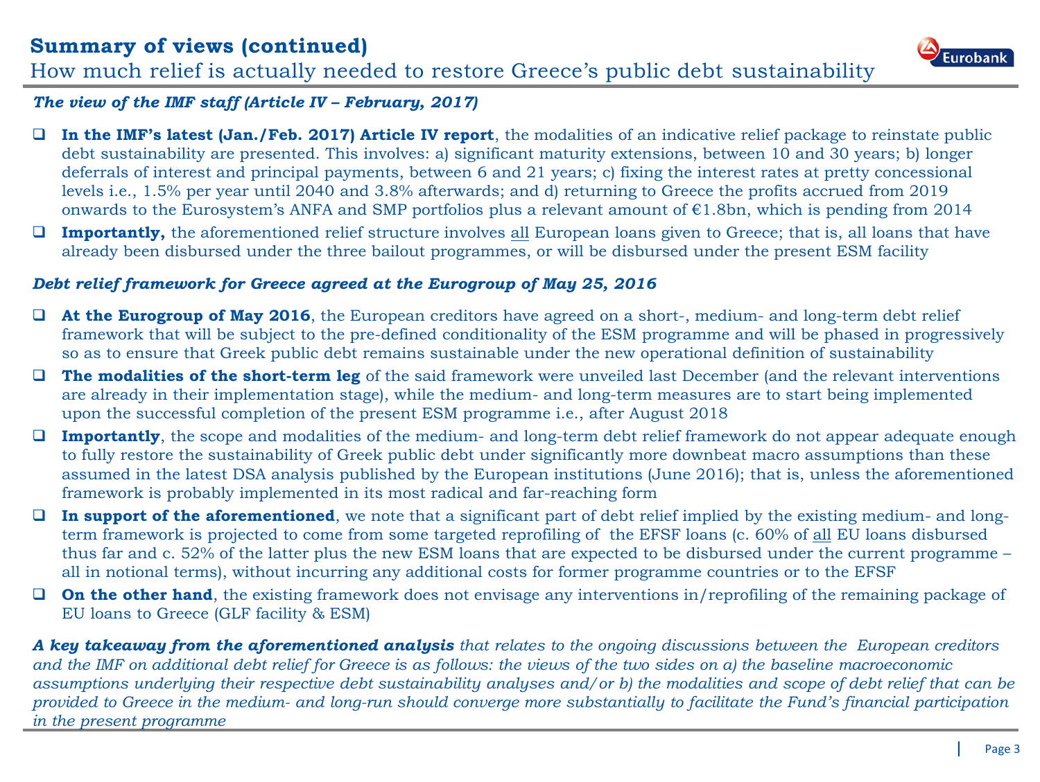## Summary of views (continued)

How much relief is actually needed to restore Greece's public debt sustainability

***The view of the IMF staff (Article IV – February, 2017)***

- **In the IMF's latest (Jan./Feb. 2017) Article IV report**, the modalities of an indicative relief package to reinstate public debt sustainability are presented. This involves: a) significant maturity extensions, between 10 and 30 years; b) longer deferrals of interest and principal payments, between 6 and 21 years; c) fixing the interest rates at pretty concessional levels i.e., 1.5% per year until 2040 and 3.8% afterwards; and d) returning to Greece the profits accrued from 2019 onwards to the Eurosystem's ANFA and SMP portfolios plus a relevant amount of €1.8bn, which is pending from 2014
- **Importantly,** the aforementioned relief structure involves <u>all</u> European loans given to Greece; that is, all loans that have already been disbursed under the three bailout programmes, or will be disbursed under the present ESM facility

***Debt relief framework for Greece agreed at the Eurogroup of May 25, 2016***

- **At the Eurogroup of May 2016**, the European creditors have agreed on a short-, medium- and long-term debt relief framework that will be subject to the pre-defined conditionality of the ESM programme and will be phased in progressively so as to ensure that Greek public debt remains sustainable under the new operational definition of sustainability
- **The modalities of the short-term leg** of the said framework were unveiled last December (and the relevant interventions are already in their implementation stage), while the medium- and long-term measures are to start being implemented upon the successful completion of the present ESM programme i.e., after August 2018
- **Importantly**, the scope and modalities of the medium- and long-term debt relief framework do not appear adequate enough to fully restore the sustainability of Greek public debt under significantly more downbeat macro assumptions than these assumed in the latest DSA analysis published by the European institutions (June 2016); that is, unless the aforementioned framework is probably implemented in its most radical and far-reaching form
- **In support of the aforementioned**, we note that a significant part of debt relief implied by the existing medium- and long-term framework is projected to come from some targeted reprofiling of the EFSF loans (c. 60% of <u>all</u> EU loans disbursed thus far and c. 52% of the latter plus the new ESM loans that are expected to be disbursed under the current programme – all in notional terms), without incurring any additional costs for former programme countries or to the EFSF
- **On the other hand**, the existing framework does not envisage any interventions in/reprofiling of the remaining package of EU loans to Greece (GLF facility & ESM)

***A key takeaway from the aforementioned analysis** that relates to the ongoing discussions between the European creditors and the IMF on additional debt relief for Greece is as follows: the views of the two sides on a) the baseline macroeconomic assumptions underlying their respective debt sustainability analyses and/or b) the modalities and scope of debt relief that can be provided to Greece in the medium- and long-run should converge more substantially to facilitate the Fund's financial participation in the present programme*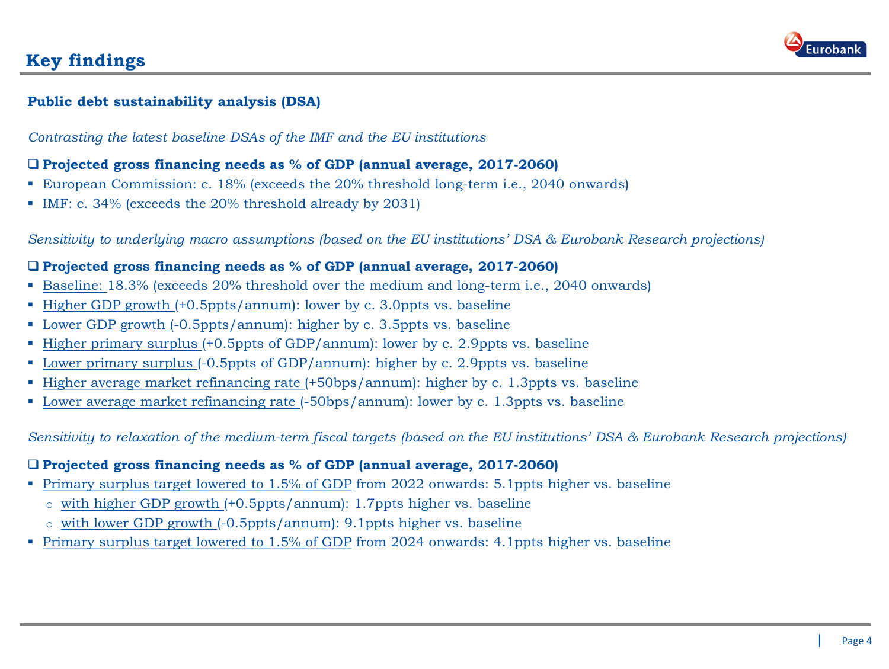# Key findings

## Public debt sustainability analysis (DSA)

*Contrasting the latest baseline DSAs of the IMF and the EU institutions*

❑ **Projected gross financing needs as % of GDP (annual average, 2017-2060)**

- European Commission: c. 18% (exceeds the 20% threshold long-term i.e., 2040 onwards)
- IMF: c. 34% (exceeds the 20% threshold already by 2031)

*Sensitivity to underlying macro assumptions (based on the EU institutions' DSA & Eurobank Research projections)*

❑ **Projected gross financing needs as % of GDP (annual average, 2017-2060)**

- Baseline: 18.3% (exceeds 20% threshold over the medium and long-term i.e., 2040 onwards)
- Higher GDP growth (+0.5ppts/annum): lower by c. 3.0ppts vs. baseline
- Lower GDP growth (-0.5ppts/annum): higher by c. 3.5ppts vs. baseline
- Higher primary surplus (+0.5ppts of GDP/annum): lower by c. 2.9ppts vs. baseline
- Lower primary surplus (-0.5ppts of GDP/annum): higher by c. 2.9ppts vs. baseline
- Higher average market refinancing rate (+50bps/annum): higher by c. 1.3ppts vs. baseline
- Lower average market refinancing rate (-50bps/annum): lower by c. 1.3ppts vs. baseline

*Sensitivity to relaxation of the medium-term fiscal targets (based on the EU institutions' DSA & Eurobank Research projections)*

❑ **Projected gross financing needs as % of GDP (annual average, 2017-2060)**

- Primary surplus target lowered to 1.5% of GDP from 2022 onwards: 5.1ppts higher vs. baseline
  - with higher GDP growth (+0.5ppts/annum): 1.7ppts higher vs. baseline
  - with lower GDP growth (-0.5ppts/annum): 9.1ppts higher vs. baseline
- Primary surplus target lowered to 1.5% of GDP from 2024 onwards: 4.1ppts higher vs. baseline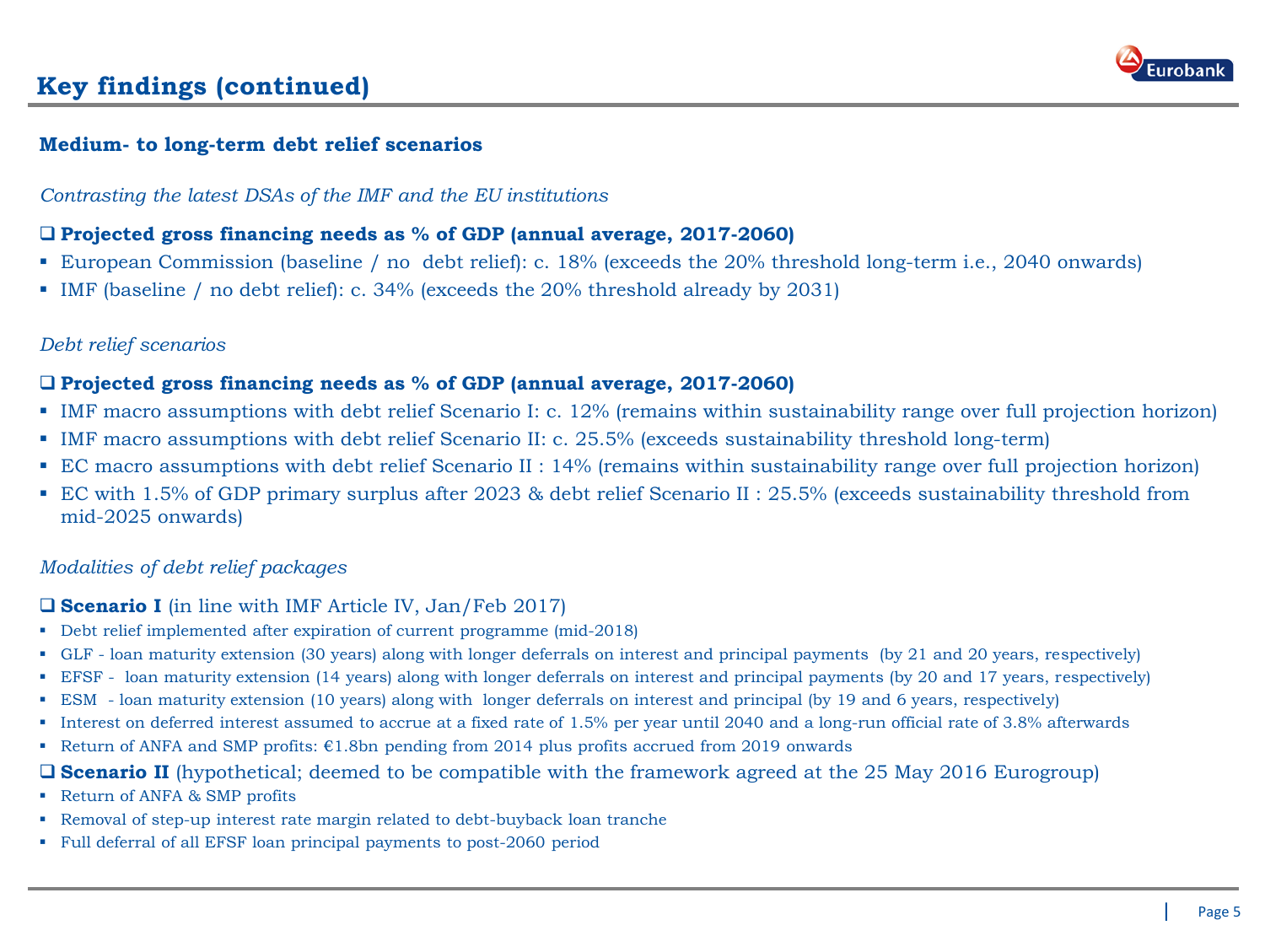## Key findings (continued)

### Medium- to long-term debt relief scenarios

*Contrasting the latest DSAs of the IMF and the EU institutions*

❑ **Projected gross financing needs as % of GDP (annual average, 2017-2060)**

- European Commission (baseline / no debt relief): c. 18% (exceeds the 20% threshold long-term i.e., 2040 onwards)
- IMF (baseline / no debt relief): c. 34% (exceeds the 20% threshold already by 2031)

*Debt relief scenarios*

❑ **Projected gross financing needs as % of GDP (annual average, 2017-2060)**

- IMF macro assumptions with debt relief Scenario I: c. 12% (remains within sustainability range over full projection horizon)
- IMF macro assumptions with debt relief Scenario II: c. 25.5% (exceeds sustainability threshold long-term)
- EC macro assumptions with debt relief Scenario II : 14% (remains within sustainability range over full projection horizon)
- EC with 1.5% of GDP primary surplus after 2023 & debt relief Scenario II : 25.5% (exceeds sustainability threshold from mid-2025 onwards)

*Modalities of debt relief packages*

❑ **Scenario I** (in line with IMF Article IV, Jan/Feb 2017)

- Debt relief implemented after expiration of current programme (mid-2018)
- GLF - loan maturity extension (30 years) along with longer deferrals on interest and principal payments (by 21 and 20 years, respectively)
- EFSF - loan maturity extension (14 years) along with longer deferrals on interest and principal payments (by 20 and 17 years, respectively)
- ESM - loan maturity extension (10 years) along with longer deferrals on interest and principal (by 19 and 6 years, respectively)
- Interest on deferred interest assumed to accrue at a fixed rate of 1.5% per year until 2040 and a long-run official rate of 3.8% afterwards
- Return of ANFA and SMP profits: €1.8bn pending from 2014 plus profits accrued from 2019 onwards

❑ **Scenario II** (hypothetical; deemed to be compatible with the framework agreed at the 25 May 2016 Eurogroup)

- Return of ANFA & SMP profits
- Removal of step-up interest rate margin related to debt-buyback loan tranche
- Full deferral of all EFSF loan principal payments to post-2060 period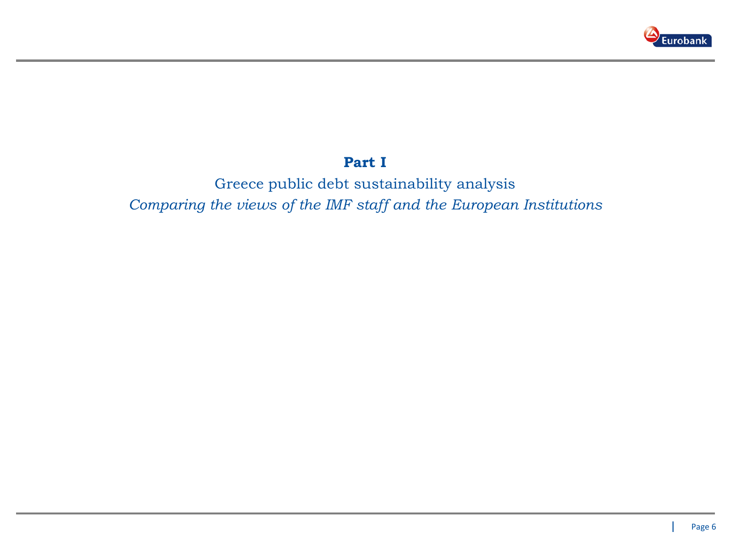# Part I

## Greece public debt sustainability analysis

*Comparing the views of the IMF staff and the European Institutions*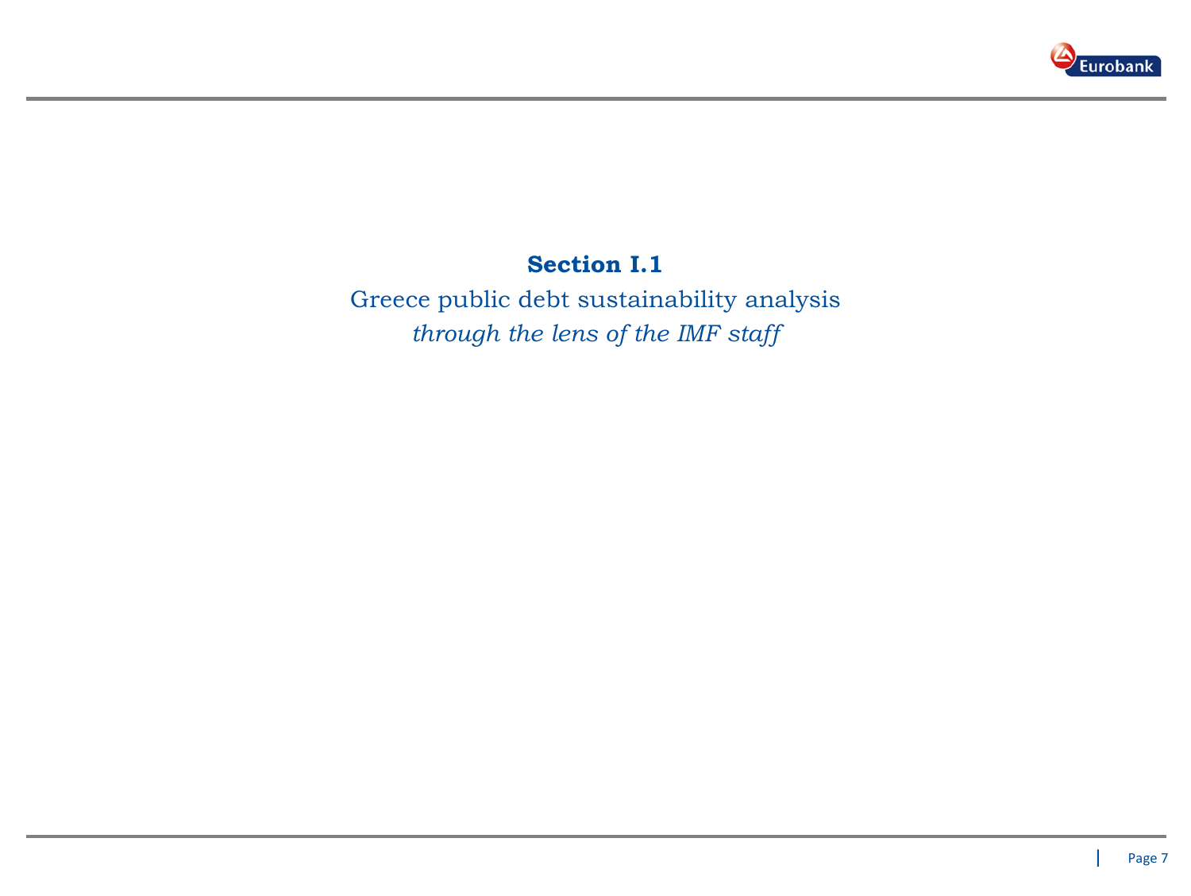**Section I.1**

Greece public debt sustainability analysis

*through the lens of the IMF staff*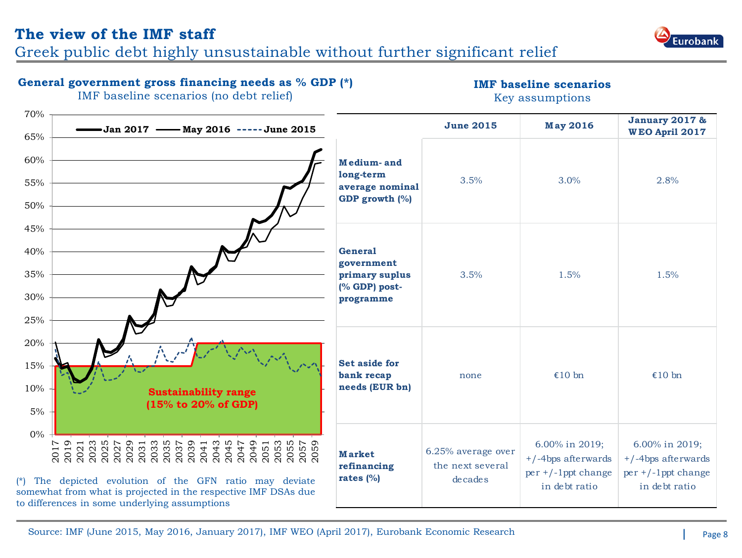# The view of the IMF staff

## Greek public debt highly unsustainable without further significant relief

**General government gross financing needs as % GDP (*)**
IMF baseline scenarios (no debt relief)

(*) The depicted evolution of the GFN ratio may deviate somewhat from what is projected in the respective IMF DSAs due to differences in some underlying assumptions

**IMF baseline scenarios**
Key assumptions

| | June 2015 | May 2016 | January 2017 & WEO April 2017 |
|---|---|---|---|
| **Medium- and long-term average nominal GDP growth (%)** | 3.5% | 3.0% | 2.8% |
| **General government primary suplus (% GDP) post-programme** | 3.5% | 1.5% | 1.5% |
| **Set aside for bank recap needs (EUR bn)** | none | €10 bn | €10 bn |
| **Market refinancing rates (%)** | 6.25% average over the next several decades | 6.00% in 2019; +/-4bps afterwards per +/-1ppt change in debt ratio | 6.00% in 2019; +/-4bps afterwards per +/-1ppt change in debt ratio |

Source: IMF (June 2015, May 2016, January 2017), IMF WEO (April 2017), Eurobank Economic Research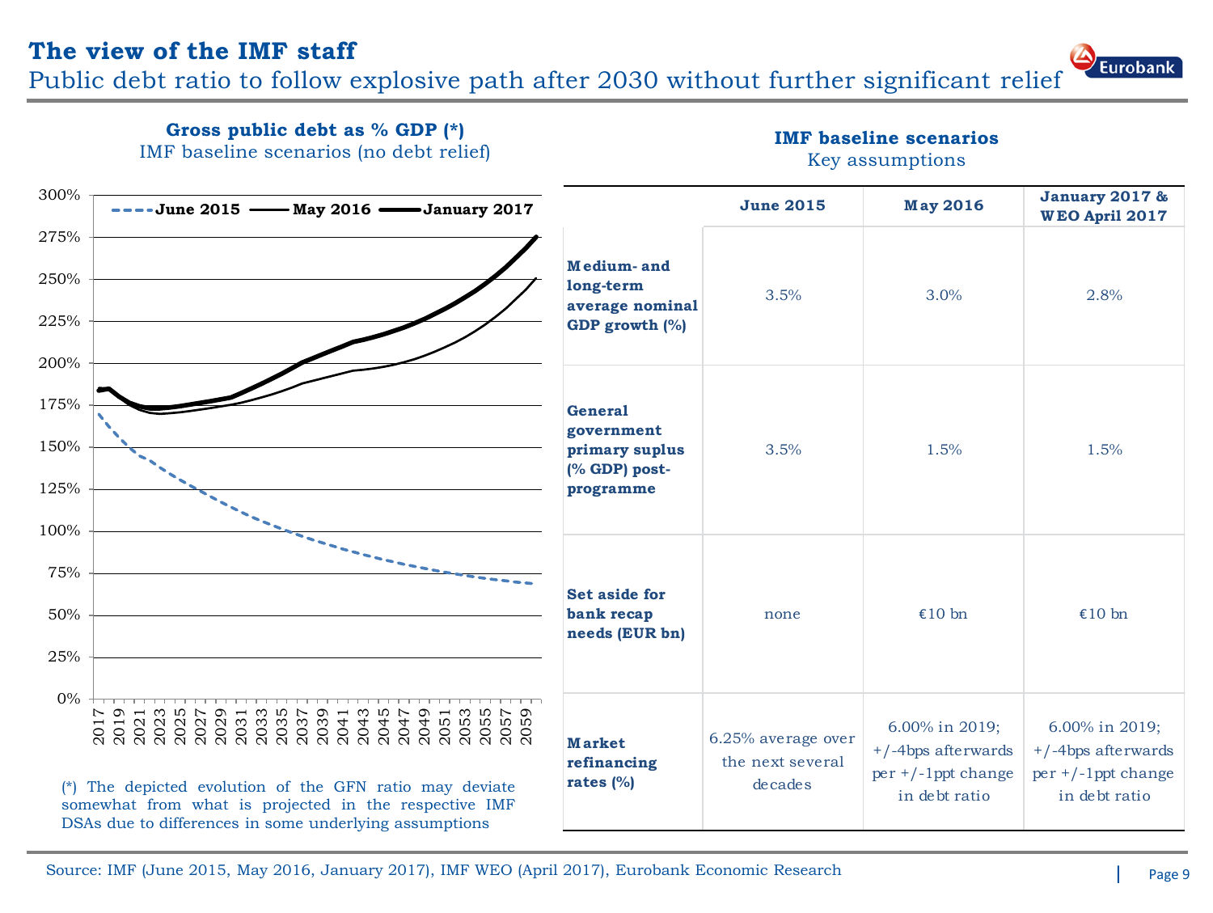# The view of the IMF staff

## Public debt ratio to follow explosive path after 2030 without further significant relief

**Gross public debt as % GDP (*)**
IMF baseline scenarios (no debt relief)

(*) The depicted evolution of the GFN ratio may deviate somewhat from what is projected in the respective IMF DSAs due to differences in some underlying assumptions

**IMF baseline scenarios**
Key assumptions

| | June 2015 | May 2016 | January 2017 & WEO April 2017 |
|---|---|---|---|
| **Medium- and long-term average nominal GDP growth (%)** | 3.5% | 3.0% | 2.8% |
| **General government primary suplus (% GDP) post-programme** | 3.5% | 1.5% | 1.5% |
| **Set aside for bank recap needs (EUR bn)** | none | €10 bn | €10 bn |
| **Market refinancing rates (%)** | 6.25% average over the next several decades | 6.00% in 2019; +/-4bps afterwards per +/-1ppt change in debt ratio | 6.00% in 2019; +/-4bps afterwards per +/-1ppt change in debt ratio |

Source: IMF (June 2015, May 2016, January 2017), IMF WEO (April 2017), Eurobank Economic Research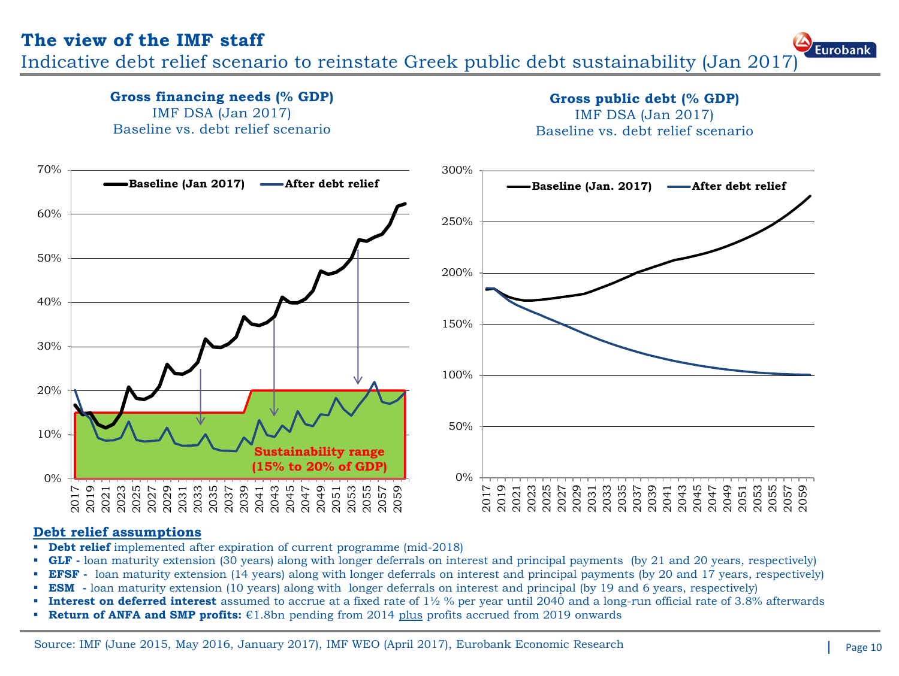# The view of the IMF staff

## Indicative debt relief scenario to reinstate Greek public debt sustainability (Jan 2017)

**Gross financing needs (% GDP)**
IMF DSA (Jan 2017)
Baseline vs. debt relief scenario

**Gross public debt (% GDP)**
IMF DSA (Jan 2017)
Baseline vs. debt relief scenario

### Debt relief assumptions

- **Debt relief** implemented after expiration of current programme (mid-2018)
- **GLF -** loan maturity extension (30 years) along with longer deferrals on interest and principal payments (by 21 and 20 years, respectively)
- **EFSF -** loan maturity extension (14 years) along with longer deferrals on interest and principal payments (by 20 and 17 years, respectively)
- **ESM -** loan maturity extension (10 years) along with longer deferrals on interest and principal (by 19 and 6 years, respectively)
- **Interest on deferred interest** assumed to accrue at a fixed rate of 1½ % per year until 2040 and a long-run official rate of 3.8% afterwards
- **Return of ANFA and SMP profits:** €1.8bn pending from 2014 plus profits accrued from 2019 onwards

Source: IMF (June 2015, May 2016, January 2017), IMF WEO (April 2017), Eurobank Economic Research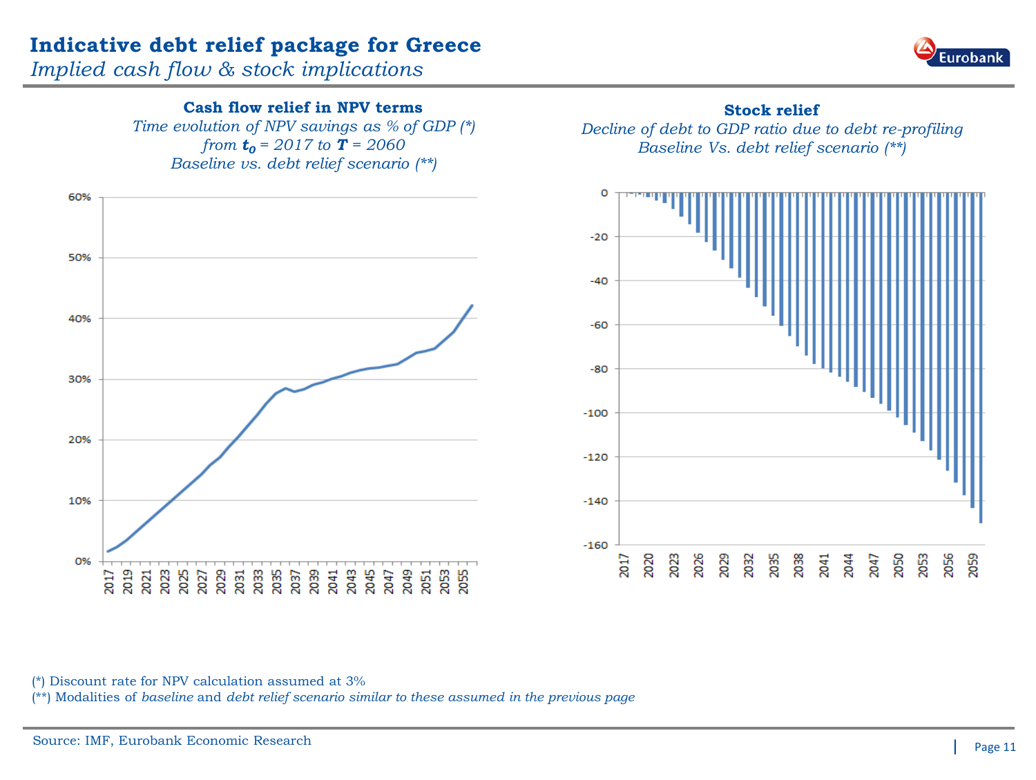# Indicative debt relief package for Greece

*Implied cash flow & stock implications*

**Cash flow relief in NPV terms**

*Time evolution of NPV savings as % of GDP (*)*
*from $t_0$ = 2017 to $T$ = 2060*
*Baseline vs. debt relief scenario (**)*

**Stock relief**

*Decline of debt to GDP ratio due to debt re-profiling*
*Baseline Vs. debt relief scenario (**)*

(*) Discount rate for NPV calculation assumed at 3%

(**) Modalities of *baseline* and *debt relief scenario similar to these assumed in the previous page*

Source: IMF, Eurobank Economic Research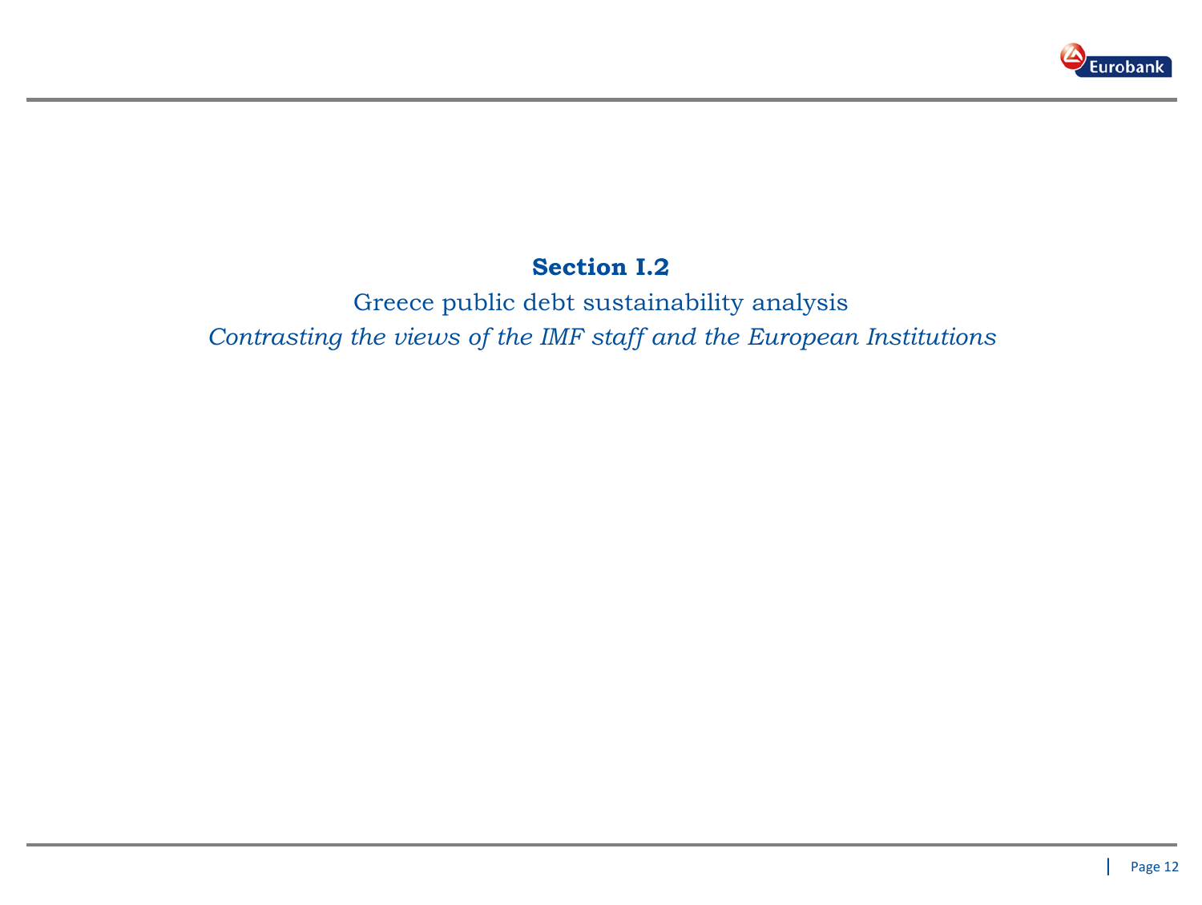## Section I.2

Greece public debt sustainability analysis

*Contrasting the views of the IMF staff and the European Institutions*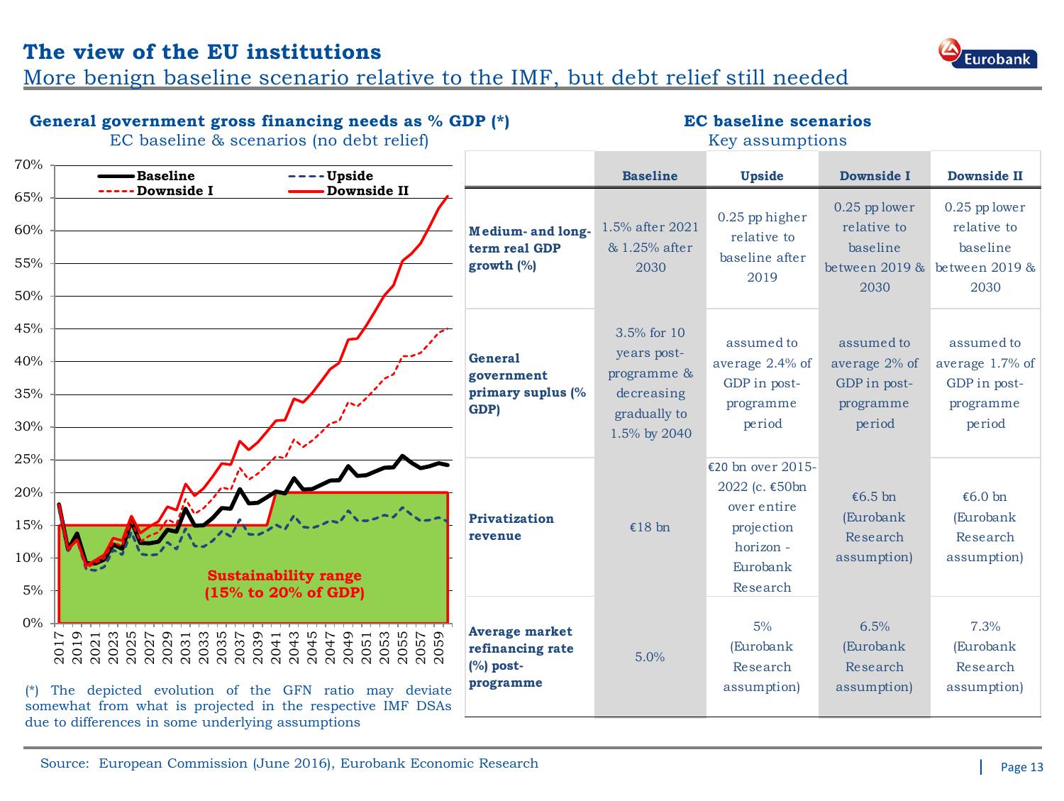# The view of the EU institutions

## More benign baseline scenario relative to the IMF, but debt relief still needed

### General government gross financing needs as % GDP (*)

EC baseline & scenarios (no debt relief)

(*) The depicted evolution of the GFN ratio may deviate somewhat from what is projected in the respective IMF DSAs due to differences in some underlying assumptions

### EC baseline scenarios

Key assumptions

| | Baseline | Upside | Downside I | Downside II |
|---|---|---|---|---|
| **Medium- and long-term real GDP growth (%)** | 1.5% after 2021 & 1.25% after 2030 | 0.25 pp higher relative to baseline after 2019 | 0.25 pp lower relative to baseline between 2019 & 2030 | 0.25 pp lower relative to baseline between 2019 & 2030 |
| **General government primary suplus (% GDP)** | 3.5% for 10 years post-programme & decreasing gradually to 1.5% by 2040 | assumed to average 2.4% of GDP in post-programme period | assumed to average 2% of GDP in post-programme period | assumed to average 1.7% of GDP in post-programme period |
| **Privatization revenue** | €18 bn | €20 bn over 2015-2022 (c. €50bn over entire projection horizon - Eurobank Research | €6.5 bn (Eurobank Research assumption) | €6.0 bn (Eurobank Research assumption) |
| **Average market refinancing rate (%) post-programme** | 5.0% | 5% (Eurobank Research assumption) | 6.5% (Eurobank Research assumption) | 7.3% (Eurobank Research assumption) |

Source: European Commission (June 2016), Eurobank Economic Research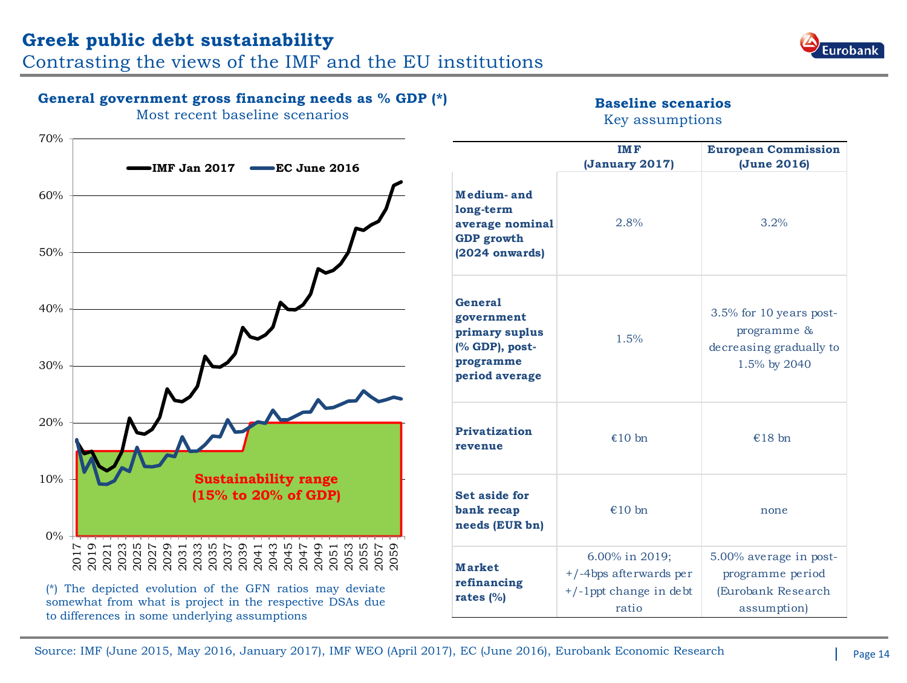# Greek public debt sustainability

Contrasting the views of the IMF and the EU institutions

**General government gross financing needs as % GDP (*)**
Most recent baseline scenarios

(*) The depicted evolution of the GFN ratios may deviate somewhat from what is project in the respective DSAs due to differences in some underlying assumptions

**Baseline scenarios**
Key assumptions

| | IMF (January 2017) | European Commission (June 2016) |
|---|---|---|
| **Medium- and long-term average nominal GDP growth (2024 onwards)** | 2.8% | 3.2% |
| **General government primary suplus (% GDP), post-programme period average** | 1.5% | 3.5% for 10 years post-programme & decreasing gradually to 1.5% by 2040 |
| **Privatization revenue** | €10 bn | €18 bn |
| **Set aside for bank recap needs (EUR bn)** | €10 bn | none |
| **Market refinancing rates (%)** | 6.00% in 2019; +/-4bps afterwards per +/-1ppt change in debt ratio | 5.00% average in post-programme period (Eurobank Research assumption) |

Source: IMF (June 2015, May 2016, January 2017), IMF WEO (April 2017), EC (June 2016), Eurobank Economic Research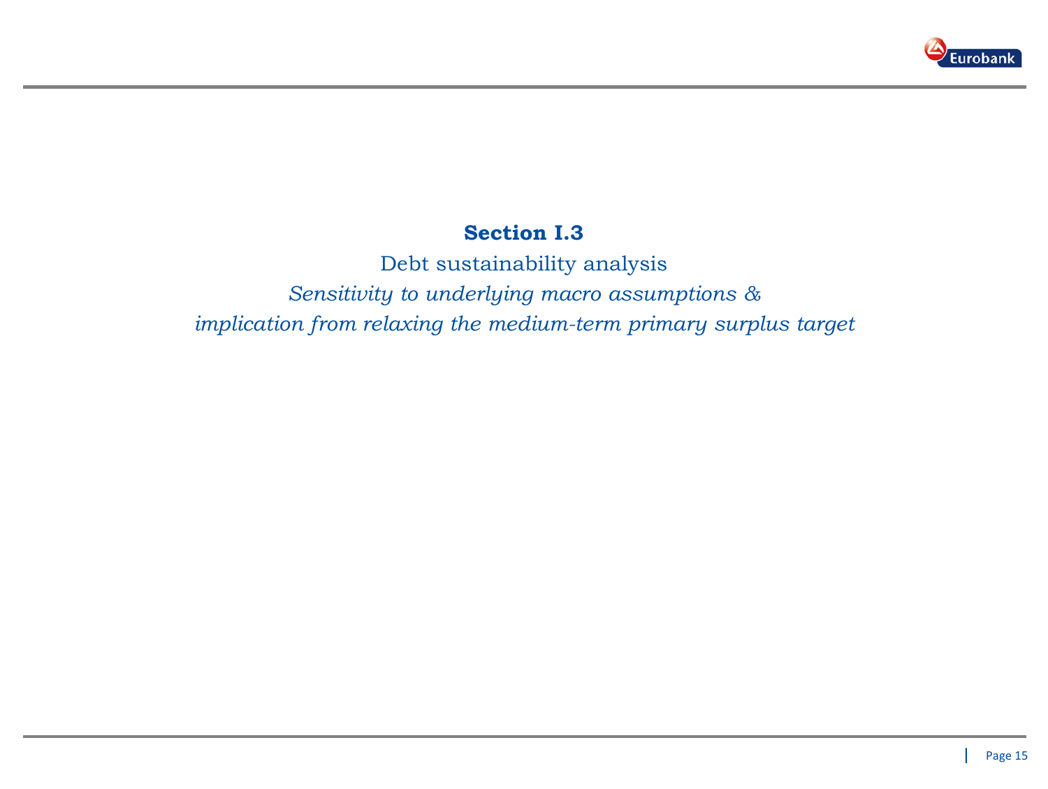## **Section I.3**

Debt sustainability analysis

*Sensitivity to underlying macro assumptions &*
*implication from relaxing the medium-term primary surplus target*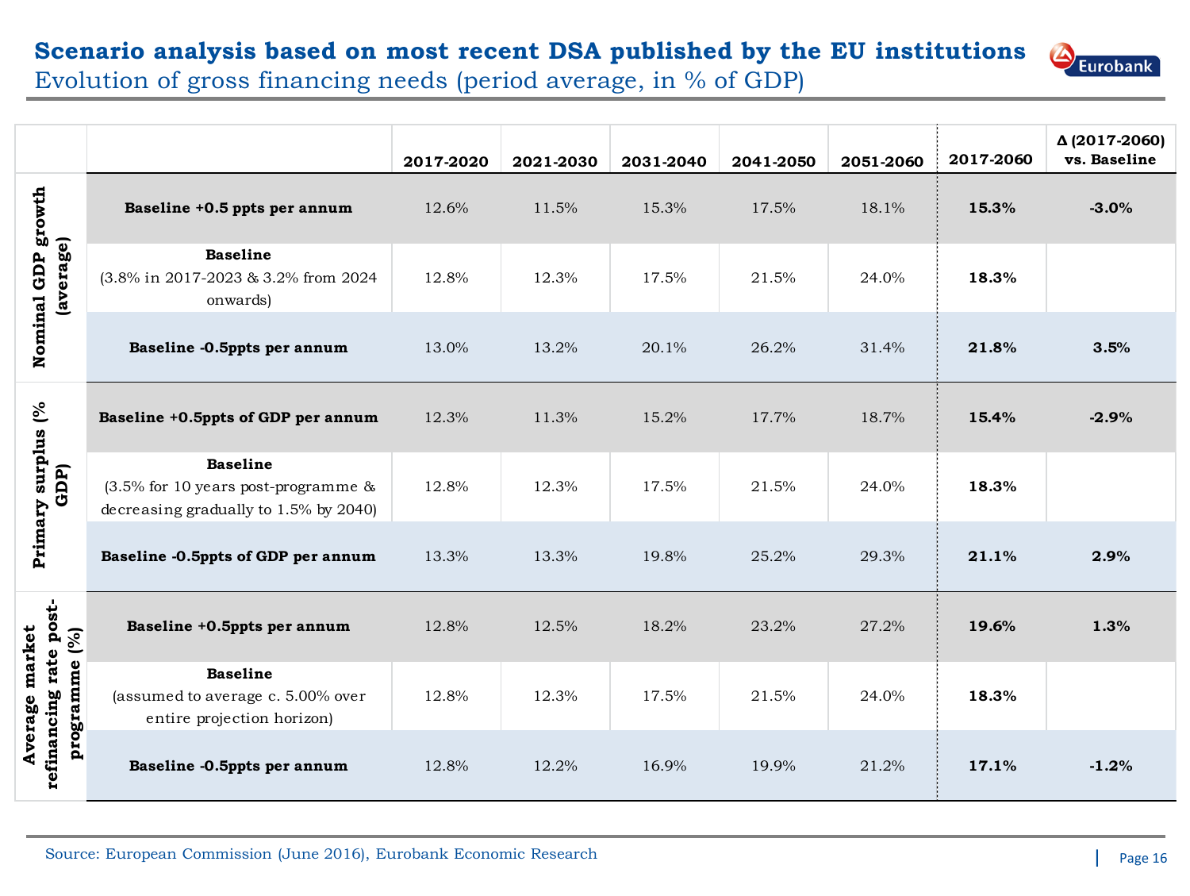# Scenario analysis based on most recent DSA published by the EU institutions

## Evolution of gross financing needs (period average, in % of GDP)

| | | 2017-2020 | 2021-2030 | 2031-2040 | 2041-2050 | 2051-2060 | 2017-2060 | Δ (2017-2060) vs. Baseline |
|---|---|---|---|---|---|---|---|---|
| Nominal GDP growth (average) | **Baseline +0.5 ppts per annum** | 12.6% | 11.5% | 15.3% | 17.5% | 18.1% | **15.3%** | **-3.0%** |
| | **Baseline** (3.8% in 2017-2023 & 3.2% from 2024 onwards) | 12.8% | 12.3% | 17.5% | 21.5% | 24.0% | **18.3%** | |
| | **Baseline -0.5ppts per annum** | 13.0% | 13.2% | 20.1% | 26.2% | 31.4% | **21.8%** | **3.5%** |
| Primary surplus (% GDP) | **Baseline +0.5ppts of GDP per annum** | 12.3% | 11.3% | 15.2% | 17.7% | 18.7% | **15.4%** | **-2.9%** |
| | **Baseline** (3.5% for 10 years post-programme & decreasing gradually to 1.5% by 2040) | 12.8% | 12.3% | 17.5% | 21.5% | 24.0% | **18.3%** | |
| | **Baseline -0.5ppts of GDP per annum** | 13.3% | 13.3% | 19.8% | 25.2% | 29.3% | **21.1%** | **2.9%** |
| Average market refinancing rate post-programme (%) | **Baseline +0.5ppts per annum** | 12.8% | 12.5% | 18.2% | 23.2% | 27.2% | **19.6%** | **1.3%** |
| | **Baseline** (assumed to average c. 5.00% over entire projection horizon) | 12.8% | 12.3% | 17.5% | 21.5% | 24.0% | **18.3%** | |
| | **Baseline -0.5ppts per annum** | 12.8% | 12.2% | 16.9% | 19.9% | 21.2% | **17.1%** | **-1.2%** |

Source: European Commission (June 2016), Eurobank Economic Research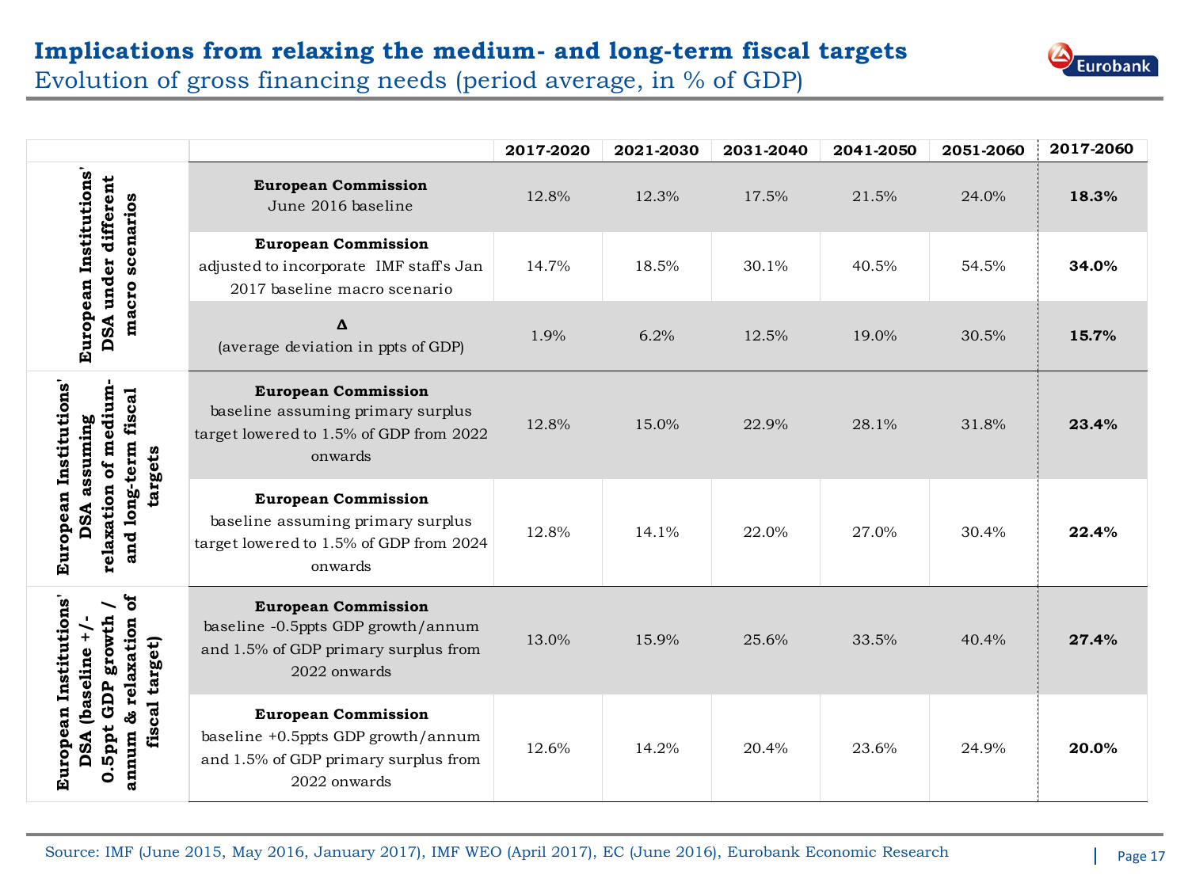# Implications from relaxing the medium- and long-term fiscal targets

## Evolution of gross financing needs (period average, in % of GDP)

| | | 2017-2020 | 2021-2030 | 2031-2040 | 2041-2050 | 2051-2060 | 2017-2060 |
|---|---|---|---|---|---|---|---|
| European Institutions' DSA under different macro scenarios | **European Commission** June 2016 baseline | 12.8% | 12.3% | 17.5% | 21.5% | 24.0% | **18.3%** |
| | **European Commission** adjusted to incorporate IMF staff's Jan 2017 baseline macro scenario | 14.7% | 18.5% | 30.1% | 40.5% | 54.5% | **34.0%** |
| | **Δ** (average deviation in ppts of GDP) | 1.9% | 6.2% | 12.5% | 19.0% | 30.5% | **15.7%** |
| European Institutions' DSA assuming relaxation of medium- and long-term fiscal targets | **European Commission** baseline assuming primary surplus target lowered to 1.5% of GDP from 2022 onwards | 12.8% | 15.0% | 22.9% | 28.1% | 31.8% | **23.4%** |
| | **European Commission** baseline assuming primary surplus target lowered to 1.5% of GDP from 2024 onwards | 12.8% | 14.1% | 22.0% | 27.0% | 30.4% | **22.4%** |
| European Institutions' DSA (baseline +/- 0.5ppt GDP growth / annum & relaxation of fiscal target) | **European Commission** baseline -0.5ppts GDP growth/annum and 1.5% of GDP primary surplus from 2022 onwards | 13.0% | 15.9% | 25.6% | 33.5% | 40.4% | **27.4%** |
| | **European Commission** baseline +0.5ppts GDP growth/annum and 1.5% of GDP primary surplus from 2022 onwards | 12.6% | 14.2% | 20.4% | 23.6% | 24.9% | **20.0%** |

Source: IMF (June 2015, May 2016, January 2017), IMF WEO (April 2017), EC (June 2016), Eurobank Economic Research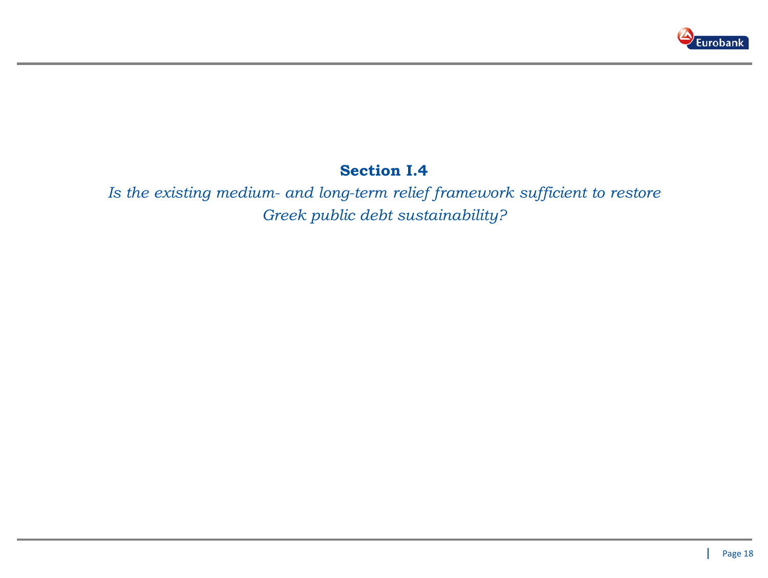## Section I.4

*Is the existing medium- and long-term relief framework sufficient to restore Greek public debt sustainability?*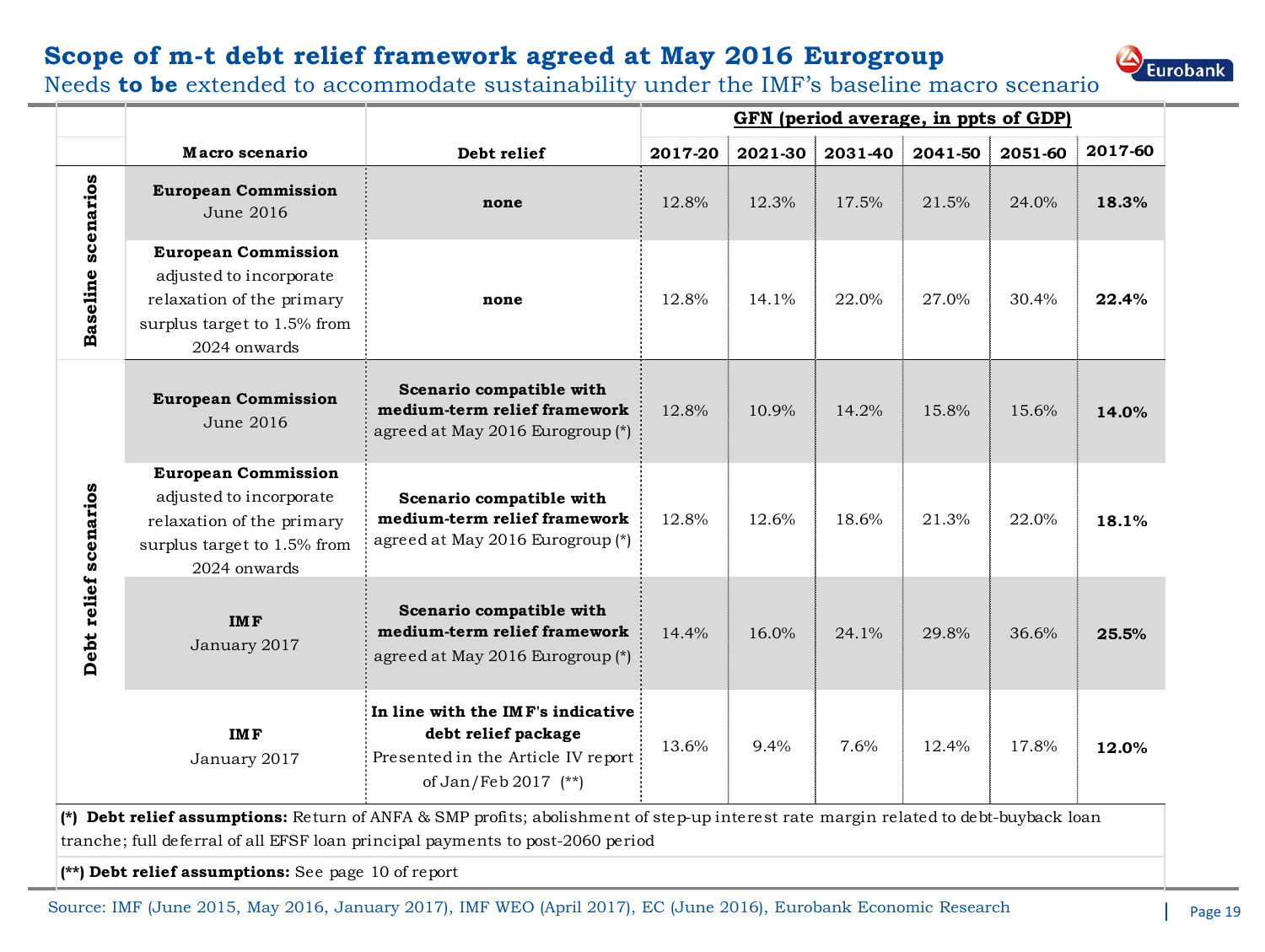# Scope of m-t debt relief framework agreed at May 2016 Eurogroup

## Needs **to be** extended to accommodate sustainability under the IMF's baseline macro scenario

| | Macro scenario | Debt relief | GFN (period average, in ppts of GDP) | | | | | |
|---|---|---|---|---|---|---|---|---|
| | | | 2017-20 | 2021-30 | 2031-40 | 2041-50 | 2051-60 | 2017-60 |
| **Baseline scenarios** | **European Commission** June 2016 | **none** | 12.8% | 12.3% | 17.5% | 21.5% | 24.0% | **18.3%** |
| **Baseline scenarios** | **European Commission** adjusted to incorporate relaxation of the primary surplus target to 1.5% from 2024 onwards | **none** | 12.8% | 14.1% | 22.0% | 27.0% | 30.4% | **22.4%** |
| **Debt relief scenarios** | **European Commission** June 2016 | **Scenario compatible with medium-term relief framework** agreed at May 2016 Eurogroup (*) | 12.8% | 10.9% | 14.2% | 15.8% | 15.6% | **14.0%** |
| **Debt relief scenarios** | **European Commission** adjusted to incorporate relaxation of the primary surplus target to 1.5% from 2024 onwards | **Scenario compatible with medium-term relief framework** agreed at May 2016 Eurogroup (*) | 12.8% | 12.6% | 18.6% | 21.3% | 22.0% | **18.1%** |
| **Debt relief scenarios** | **IMF** January 2017 | **Scenario compatible with medium-term relief framework** agreed at May 2016 Eurogroup (*) | 14.4% | 16.0% | 24.1% | 29.8% | 36.6% | **25.5%** |
| **Debt relief scenarios** | **IMF** January 2017 | **In line with the IMF's indicative debt relief package** Presented in the Article IV report of Jan/Feb 2017 (**) | 13.6% | 9.4% | 7.6% | 12.4% | 17.8% | **12.0%** |

**(*) Debt relief assumptions:** Return of ANFA & SMP profits; abolishment of step-up interest rate margin related to debt-buyback loan tranche; full deferral of all EFSF loan principal payments to post-2060 period

**(**) Debt relief assumptions:** See page 10 of report

Source: IMF (June 2015, May 2016, January 2017), IMF WEO (April 2017), EC (June 2016), Eurobank Economic Research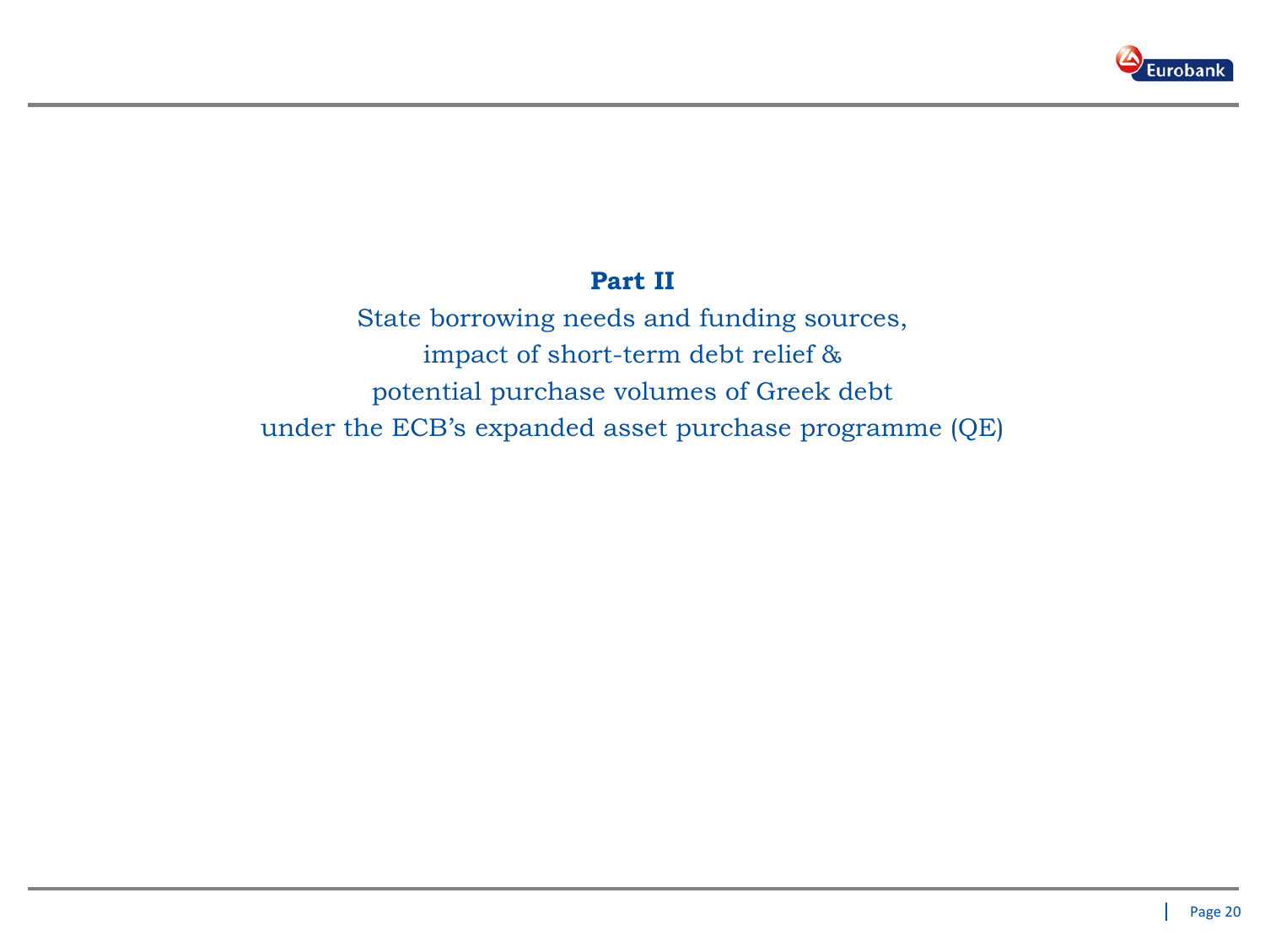## Part II

State borrowing needs and funding sources,
impact of short-term debt relief &
potential purchase volumes of Greek debt
under the ECB's expanded asset purchase programme (QE)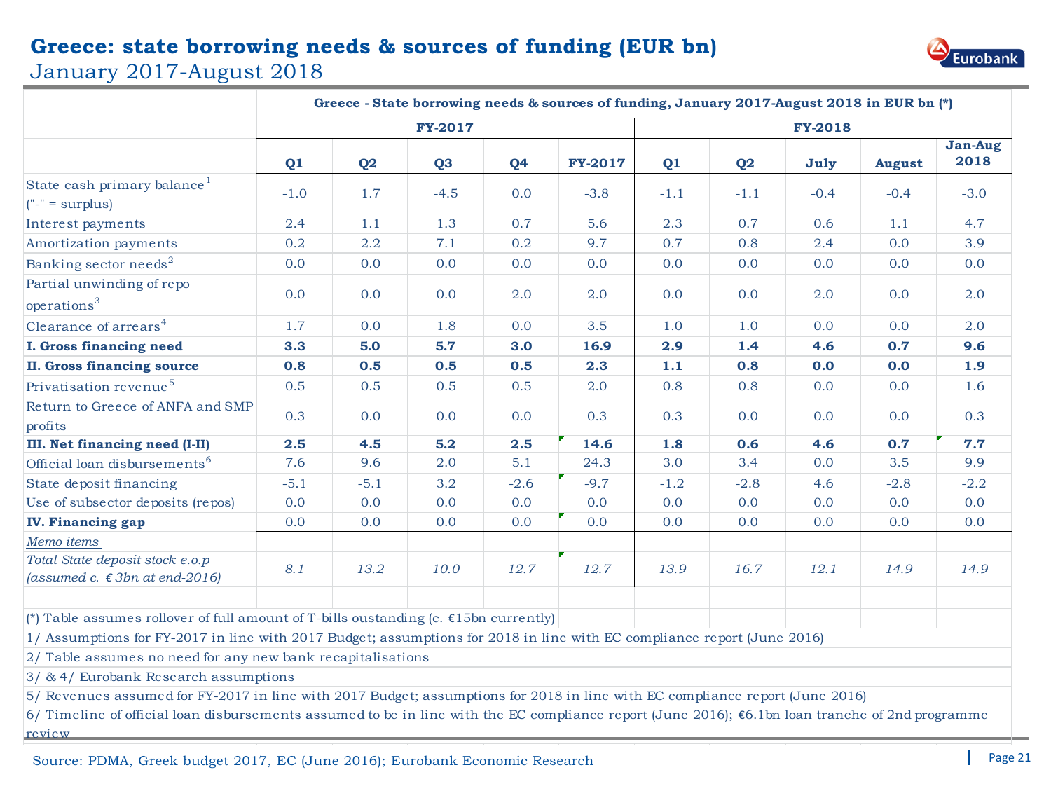# Greece: state borrowing needs & sources of funding (EUR bn)

## January 2017-August 2018

| Greece - State borrowing needs & sources of funding, January 2017-August 2018 in EUR bn (*) | | | | | | | | | | |
|---|---|---|---|---|---|---|---|---|---|---|
| | FY-2017 | | | | | FY-2018 | | | | |
| | Q1 | Q2 | Q3 | Q4 | FY-2017 | Q1 | Q2 | July | August | Jan-Aug 2018 |
| State cash primary balance[1] ("-" = surplus) | -1.0 | 1.7 | -4.5 | 0.0 | -3.8 | -1.1 | -1.1 | -0.4 | -0.4 | -3.0 |
| Interest payments | 2.4 | 1.1 | 1.3 | 0.7 | 5.6 | 2.3 | 0.7 | 0.6 | 1.1 | 4.7 |
| Amortization payments | 0.2 | 2.2 | 7.1 | 0.2 | 9.7 | 0.7 | 0.8 | 2.4 | 0.0 | 3.9 |
| Banking sector needs[2] | 0.0 | 0.0 | 0.0 | 0.0 | 0.0 | 0.0 | 0.0 | 0.0 | 0.0 | 0.0 |
| Partial unwinding of repo operations[3] | 0.0 | 0.0 | 0.0 | 2.0 | 2.0 | 0.0 | 0.0 | 2.0 | 0.0 | 2.0 |
| Clearance of arrears[4] | 1.7 | 0.0 | 1.8 | 0.0 | 3.5 | 1.0 | 1.0 | 0.0 | 0.0 | 2.0 |
| **I. Gross financing need** | **3.3** | **5.0** | **5.7** | **3.0** | **16.9** | **2.9** | **1.4** | **4.6** | **0.7** | **9.6** |
| **II. Gross financing source** | **0.8** | **0.5** | **0.5** | **0.5** | **2.3** | **1.1** | **0.8** | **0.0** | **0.0** | **1.9** |
| Privatisation revenue[5] | 0.5 | 0.5 | 0.5 | 0.5 | 2.0 | 0.8 | 0.8 | 0.0 | 0.0 | 1.6 |
| Return to Greece of ANFA and SMP profits | 0.3 | 0.0 | 0.0 | 0.0 | 0.3 | 0.3 | 0.0 | 0.0 | 0.0 | 0.3 |
| **III. Net financing need (I-II)** | **2.5** | **4.5** | **5.2** | **2.5** | **14.6** | **1.8** | **0.6** | **4.6** | **0.7** | **7.7** |
| Official loan disbursements[6] | 7.6 | 9.6 | 2.0 | 5.1 | 24.3 | 3.0 | 3.4 | 0.0 | 3.5 | 9.9 |
| State deposit financing | -5.1 | -5.1 | 3.2 | -2.6 | -9.7 | -1.2 | -2.8 | 4.6 | -2.8 | -2.2 |
| Use of subsector deposits (repos) | 0.0 | 0.0 | 0.0 | 0.0 | 0.0 | 0.0 | 0.0 | 0.0 | 0.0 | 0.0 |
| **IV. Financing gap** | 0.0 | 0.0 | 0.0 | 0.0 | 0.0 | 0.0 | 0.0 | 0.0 | 0.0 | 0.0 |
| *Memo items* | | | | | | | | | | |
| *Total State deposit stock e.o.p (assumed c. € 3bn at end-2016)* | *8.1* | *13.2* | *10.0* | *12.7* | *12.7* | *13.9* | *16.7* | *12.1* | *14.9* | *14.9* |

(*) Table assumes rollover of full amount of T-bills oustanding (c. €15bn currently)

1/ Assumptions for FY-2017 in line with 2017 Budget; assumptions for 2018 in line with EC compliance report (June 2016)

2/ Table assumes no need for any new bank recapitalisations

3/ & 4/ Eurobank Research assumptions

5/ Revenues assumed for FY-2017 in line with 2017 Budget; assumptions for 2018 in line with EC compliance report (June 2016)

6/ Timeline of official loan disbursements assumed to be in line with the EC compliance report (June 2016); €6.1bn loan tranche of 2nd programme review

Source: PDMA, Greek budget 2017, EC (June 2016); Eurobank Economic Research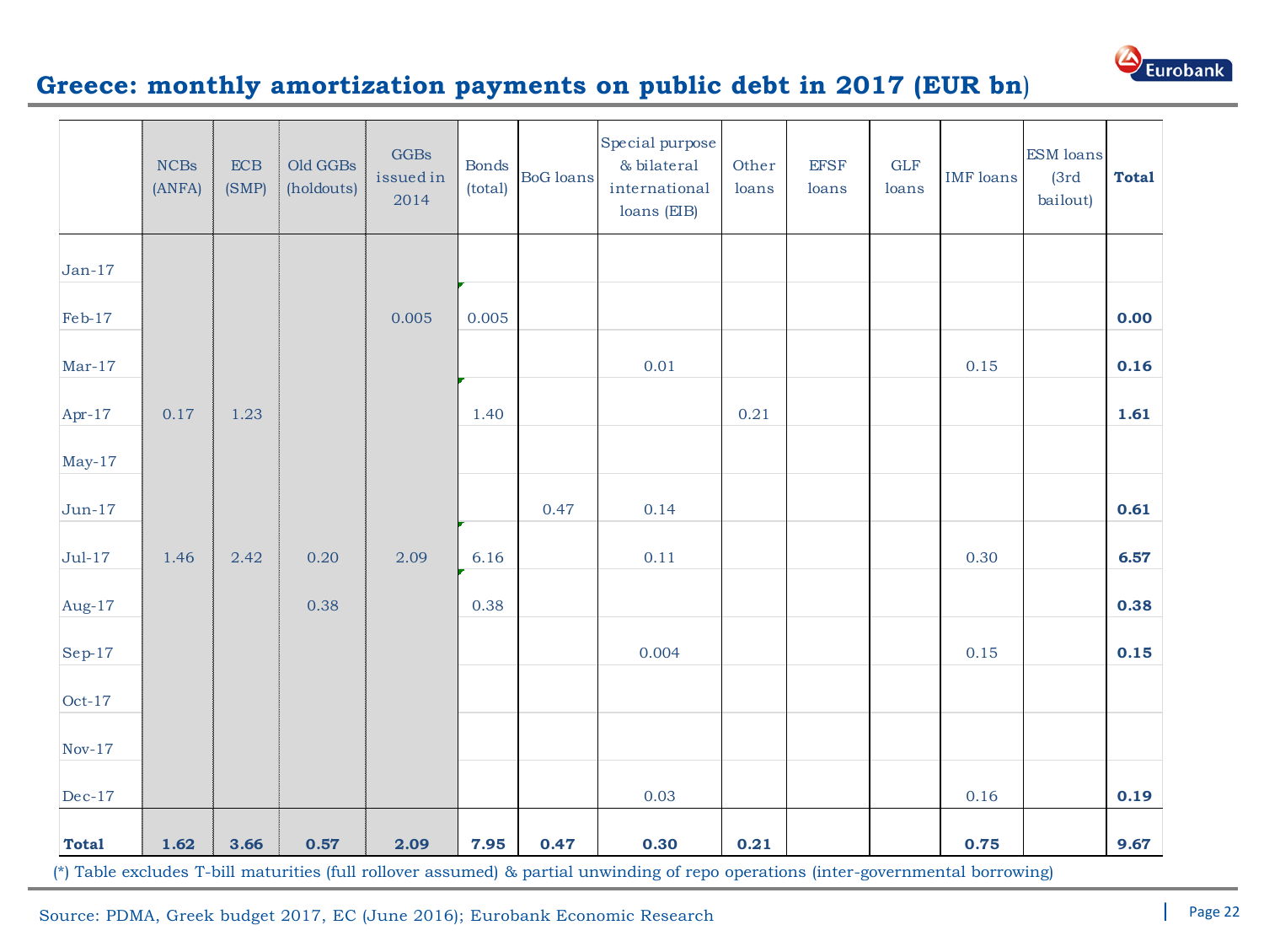# Greece: monthly amortization payments on public debt in 2017 (EUR bn)

| | NCBs (ANFA) | ECB (SMP) | Old GGBs (holdouts) | GGBs issued in 2014 | Bonds (total) | BoG loans | Special purpose & bilateral international loans (EIB) | Other loans | EFSF loans | GLF loans | IMF loans | ESM loans (3rd bailout) | Total |
|---|---|---|---|---|---|---|---|---|---|---|---|---|---|
| Jan-17 | | | | | | | | | | | | | |
| Feb-17 | | | | 0.005 | 0.005 | | | | | | | | **0.00** |
| Mar-17 | | | | | | | 0.01 | | | | 0.15 | | **0.16** |
| Apr-17 | 0.17 | 1.23 | | | 1.40 | | | 0.21 | | | | | **1.61** |
| May-17 | | | | | | | | | | | | | |
| Jun-17 | | | | | | 0.47 | 0.14 | | | | | | **0.61** |
| Jul-17 | 1.46 | 2.42 | 0.20 | 2.09 | 6.16 | | 0.11 | | | | 0.30 | | **6.57** |
| Aug-17 | | | 0.38 | | 0.38 | | | | | | | | **0.38** |
| Sep-17 | | | | | | | 0.004 | | | | 0.15 | | **0.15** |
| Oct-17 | | | | | | | | | | | | | |
| Nov-17 | | | | | | | | | | | | | |
| Dec-17 | | | | | | | 0.03 | | | | 0.16 | | **0.19** |
| **Total** | **1.62** | **3.66** | **0.57** | **2.09** | **7.95** | **0.47** | **0.30** | **0.21** | | | **0.75** | | **9.67** |

(*) Table excludes T-bill maturities (full rollover assumed) & partial unwinding of repo operations (inter-governmental borrowing)

Source: PDMA, Greek budget 2017, EC (June 2016); Eurobank Economic Research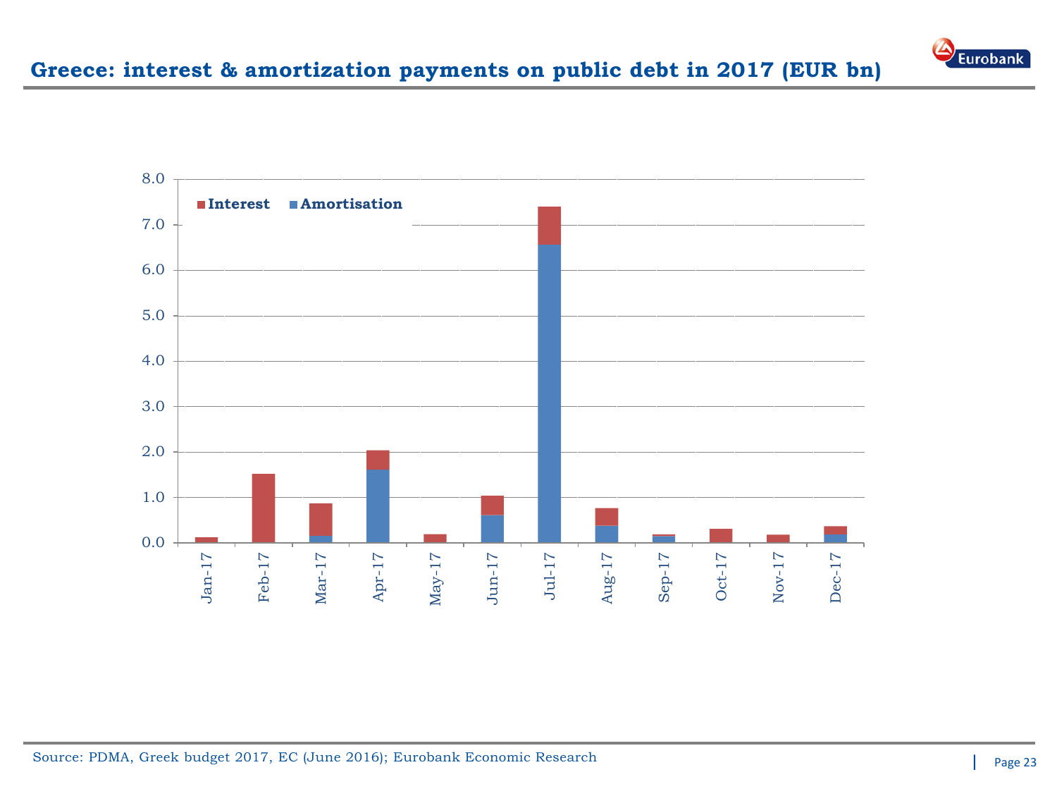# Greece: interest & amortization payments on public debt in 2017 (EUR bn)

Source: PDMA, Greek budget 2017, EC (June 2016); Eurobank Economic Research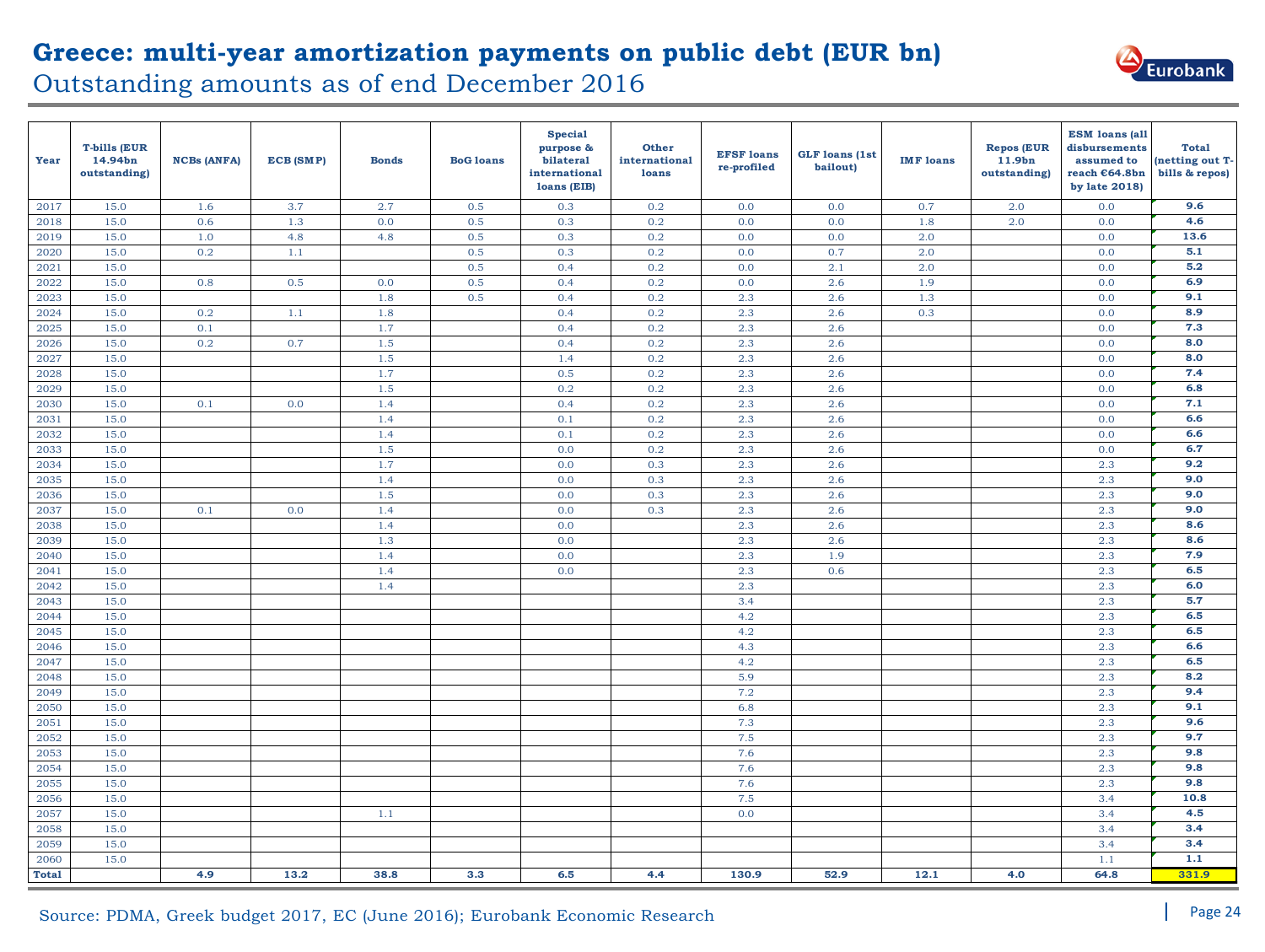# Greece: multi-year amortization payments on public debt (EUR bn)

## Outstanding amounts as of end December 2016

| Year | T-bills (EUR 14.94bn outstanding) | NCBs (ANFA) | ECB (SMP) | Bonds | BoG loans | Special purpose & bilateral international loans (EIB) | Other international loans | EFSF loans re-profiled | GLF loans (1st bailout) | IMF loans | Repos (EUR 11.9bn outstanding) | ESM loans (all disbursements assumed to reach €64.8bn by late 2018) | Total (netting out T-bills & repos) |
|---|---|---|---|---|---|---|---|---|---|---|---|---|---|
| 2017 | 15.0 | 1.6 | 3.7 | 2.7 | 0.5 | 0.3 | 0.2 | 0.0 | 0.0 | 0.7 | 2.0 | 0.0 | **9.6** |
| 2018 | 15.0 | 0.6 | 1.3 | 0.0 | 0.5 | 0.3 | 0.2 | 0.0 | 0.0 | 1.8 | 2.0 | 0.0 | **4.6** |
| 2019 | 15.0 | 1.0 | 4.8 | 4.8 | 0.5 | 0.3 | 0.2 | 0.0 | 0.0 | 2.0 | | 0.0 | **13.6** |
| 2020 | 15.0 | 0.2 | 1.1 | | 0.5 | 0.3 | 0.2 | 0.0 | 0.7 | 2.0 | | 0.0 | **5.1** |
| 2021 | 15.0 | | | | 0.5 | 0.4 | 0.2 | 0.0 | 2.1 | 2.0 | | 0.0 | **5.2** |
| 2022 | 15.0 | 0.8 | 0.5 | 0.0 | 0.5 | 0.4 | 0.2 | 0.0 | 2.6 | 1.9 | | 0.0 | **6.9** |
| 2023 | 15.0 | | | 1.8 | 0.5 | 0.4 | 0.2 | 2.3 | 2.6 | 1.3 | | 0.0 | **9.1** |
| 2024 | 15.0 | 0.2 | 1.1 | 1.8 | | 0.4 | 0.2 | 2.3 | 2.6 | 0.3 | | 0.0 | **8.9** |
| 2025 | 15.0 | 0.1 | | 1.7 | | 0.4 | 0.2 | 2.3 | 2.6 | | | 0.0 | **7.3** |
| 2026 | 15.0 | 0.2 | 0.7 | 1.5 | | 0.4 | 0.2 | 2.3 | 2.6 | | | 0.0 | **8.0** |
| 2027 | 15.0 | | | 1.5 | | 1.4 | 0.2 | 2.3 | 2.6 | | | 0.0 | **8.0** |
| 2028 | 15.0 | | | 1.7 | | 0.5 | 0.2 | 2.3 | 2.6 | | | 0.0 | **7.4** |
| 2029 | 15.0 | | | 1.5 | | 0.2 | 0.2 | 2.3 | 2.6 | | | 0.0 | **6.8** |
| 2030 | 15.0 | 0.1 | 0.0 | 1.4 | | 0.4 | 0.2 | 2.3 | 2.6 | | | 0.0 | **7.1** |
| 2031 | 15.0 | | | 1.4 | | 0.1 | 0.2 | 2.3 | 2.6 | | | 0.0 | **6.6** |
| 2032 | 15.0 | | | 1.4 | | 0.1 | 0.2 | 2.3 | 2.6 | | | 0.0 | **6.6** |
| 2033 | 15.0 | | | 1.5 | | 0.0 | 0.2 | 2.3 | 2.6 | | | 0.0 | **6.7** |
| 2034 | 15.0 | | | 1.7 | | 0.0 | 0.3 | 2.3 | 2.6 | | | 2.3 | **9.2** |
| 2035 | 15.0 | | | 1.4 | | 0.0 | 0.3 | 2.3 | 2.6 | | | 2.3 | **9.0** |
| 2036 | 15.0 | | | 1.5 | | 0.0 | 0.3 | 2.3 | 2.6 | | | 2.3 | **9.0** |
| 2037 | 15.0 | 0.1 | 0.0 | 1.4 | | 0.0 | 0.3 | 2.3 | 2.6 | | | 2.3 | **9.0** |
| 2038 | 15.0 | | | 1.4 | | 0.0 | | 2.3 | 2.6 | | | 2.3 | **8.6** |
| 2039 | 15.0 | | | 1.3 | | 0.0 | | 2.3 | 2.6 | | | 2.3 | **8.6** |
| 2040 | 15.0 | | | 1.4 | | 0.0 | | 2.3 | 1.9 | | | 2.3 | **7.9** |
| 2041 | 15.0 | | | 1.4 | | 0.0 | | 2.3 | 0.6 | | | 2.3 | **6.5** |
| 2042 | 15.0 | | | 1.4 | | | | 2.3 | | | | 2.3 | **6.0** |
| 2043 | 15.0 | | | | | | | 3.4 | | | | 2.3 | **5.7** |
| 2044 | 15.0 | | | | | | | 4.2 | | | | 2.3 | **6.5** |
| 2045 | 15.0 | | | | | | | 4.2 | | | | 2.3 | **6.5** |
| 2046 | 15.0 | | | | | | | 4.3 | | | | 2.3 | **6.6** |
| 2047 | 15.0 | | | | | | | 4.2 | | | | 2.3 | **6.5** |
| 2048 | 15.0 | | | | | | | 5.9 | | | | 2.3 | **8.2** |
| 2049 | 15.0 | | | | | | | 7.2 | | | | 2.3 | **9.4** |
| 2050 | 15.0 | | | | | | | 6.8 | | | | 2.3 | **9.1** |
| 2051 | 15.0 | | | | | | | 7.3 | | | | 2.3 | **9.6** |
| 2052 | 15.0 | | | | | | | 7.5 | | | | 2.3 | **9.7** |
| 2053 | 15.0 | | | | | | | 7.6 | | | | 2.3 | **9.8** |
| 2054 | 15.0 | | | | | | | 7.6 | | | | 2.3 | **9.8** |
| 2055 | 15.0 | | | | | | | 7.6 | | | | 2.3 | **9.8** |
| 2056 | 15.0 | | | | | | | 7.5 | | | | 3.4 | **10.8** |
| 2057 | 15.0 | | | 1.1 | | | | 0.0 | | | | 3.4 | **4.5** |
| 2058 | 15.0 | | | | | | | | | | | 3.4 | **3.4** |
| 2059 | 15.0 | | | | | | | | | | | 3.4 | **3.4** |
| 2060 | 15.0 | | | | | | | | | | | 1.1 | **1.1** |
| **Total** | | **4.9** | **13.2** | **38.8** | **3.3** | **6.5** | **4.4** | **130.9** | **52.9** | **12.1** | **4.0** | **64.8** | **331.9** |

Source: PDMA, Greek budget 2017, EC (June 2016); Eurobank Economic Research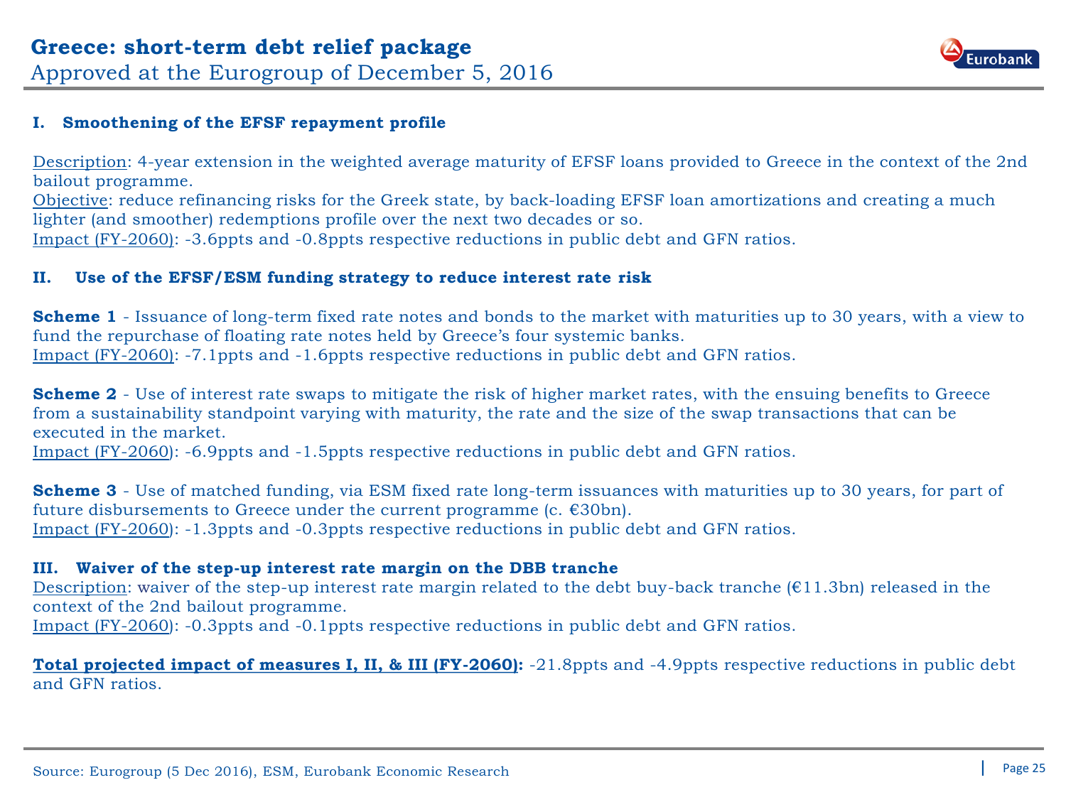# Greece: short-term debt relief package

Approved at the Eurogroup of December 5, 2016

### I. Smoothening of the EFSF repayment profile

Description: 4-year extension in the weighted average maturity of EFSF loans provided to Greece in the context of the 2nd bailout programme.
Objective: reduce refinancing risks for the Greek state, by back-loading EFSF loan amortizations and creating a much lighter (and smoother) redemptions profile over the next two decades or so.
Impact (FY-2060): -3.6ppts and -0.8ppts respective reductions in public debt and GFN ratios.

### II. Use of the EFSF/ESM funding strategy to reduce interest rate risk

**Scheme 1** - Issuance of long-term fixed rate notes and bonds to the market with maturities up to 30 years, with a view to fund the repurchase of floating rate notes held by Greece's four systemic banks.
Impact (FY-2060): -7.1ppts and -1.6ppts respective reductions in public debt and GFN ratios.

**Scheme 2** - Use of interest rate swaps to mitigate the risk of higher market rates, with the ensuing benefits to Greece from a sustainability standpoint varying with maturity, the rate and the size of the swap transactions that can be executed in the market.
Impact (FY-2060): -6.9ppts and -1.5ppts respective reductions in public debt and GFN ratios.

**Scheme 3** - Use of matched funding, via ESM fixed rate long-term issuances with maturities up to 30 years, for part of future disbursements to Greece under the current programme (c. €30bn).
Impact (FY-2060): -1.3ppts and -0.3ppts respective reductions in public debt and GFN ratios.

### III. Waiver of the step-up interest rate margin on the DBB tranche

Description: waiver of the step-up interest rate margin related to the debt buy-back tranche (€11.3bn) released in the context of the 2nd bailout programme.
Impact (FY-2060): -0.3ppts and -0.1ppts respective reductions in public debt and GFN ratios.

**Total projected impact of measures I, II, & III (FY-2060):** -21.8ppts and -4.9ppts respective reductions in public debt and GFN ratios.

Source: Eurogroup (5 Dec 2016), ESM, Eurobank Economic Research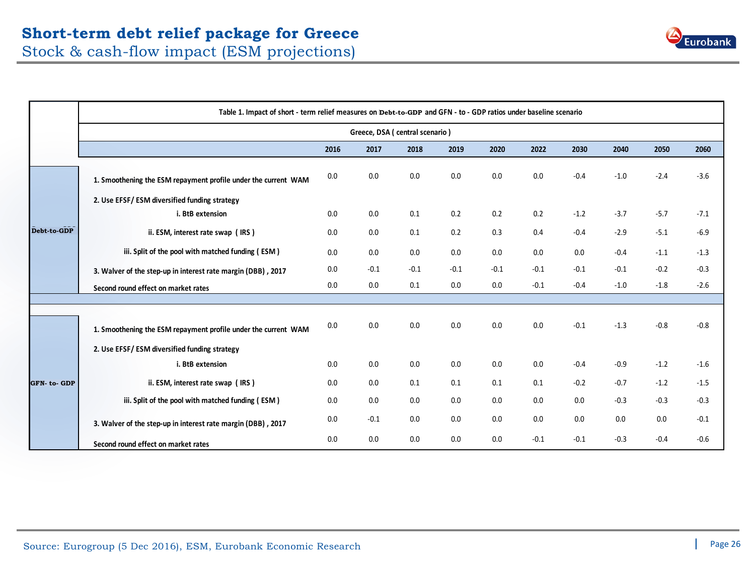# Short-term debt relief package for Greece

## Stock & cash-flow impact (ESM projections)

Table 1. Impact of short - term relief measures on Debt-to-GDP and GFN - to - GDP ratios under baseline scenario

Greece, DSA ( central scenario )

| | | 2016 | 2017 | 2018 | 2019 | 2020 | 2022 | 2030 | 2040 | 2050 | 2060 |
|---|---|---|---|---|---|---|---|---|---|---|---|
| Debt-to-GDP | 1. Smoothening the ESM repayment profile under the current WAM | 0.0 | 0.0 | 0.0 | 0.0 | 0.0 | 0.0 | -0.4 | -1.0 | -2.4 | -3.6 |
| | 2. Use EFSF/ ESM diversified funding strategy | | | | | | | | | | |
| | i. BtB extension | 0.0 | 0.0 | 0.1 | 0.2 | 0.2 | 0.2 | -1.2 | -3.7 | -5.7 | -7.1 |
| | ii. ESM, interest rate swap ( IRS ) | 0.0 | 0.0 | 0.1 | 0.2 | 0.3 | 0.4 | -0.4 | -2.9 | -5.1 | -6.9 |
| | iii. Split of the pool with matched funding ( ESM ) | 0.0 | 0.0 | 0.0 | 0.0 | 0.0 | 0.0 | 0.0 | -0.4 | -1.1 | -1.3 |
| | 3. Walver of the step-up in interest rate margin (DBB) , 2017 | 0.0 | -0.1 | -0.1 | -0.1 | -0.1 | -0.1 | -0.1 | -0.1 | -0.2 | -0.3 |
| | Second round effect on market rates | 0.0 | 0.0 | 0.1 | 0.0 | 0.0 | -0.1 | -0.4 | -1.0 | -1.8 | -2.6 |
| GFN- to- GDP | 1. Smoothening the ESM repayment profile under the current WAM | 0.0 | 0.0 | 0.0 | 0.0 | 0.0 | 0.0 | -0.1 | -1.3 | -0.8 | -0.8 |
| | 2. Use EFSF/ ESM diversified funding strategy | | | | | | | | | | |
| | i. BtB extension | 0.0 | 0.0 | 0.0 | 0.0 | 0.0 | 0.0 | -0.4 | -0.9 | -1.2 | -1.6 |
| | ii. ESM, interest rate swap ( IRS ) | 0.0 | 0.0 | 0.1 | 0.1 | 0.1 | 0.1 | -0.2 | -0.7 | -1.2 | -1.5 |
| | iii. Split of the pool with matched funding ( ESM ) | 0.0 | 0.0 | 0.0 | 0.0 | 0.0 | 0.0 | 0.0 | -0.3 | -0.3 | -0.3 |
| | 3. Walver of the step-up in interest rate margin (DBB) , 2017 | 0.0 | -0.1 | 0.0 | 0.0 | 0.0 | 0.0 | 0.0 | 0.0 | 0.0 | -0.1 |
| | Second round effect on market rates | 0.0 | 0.0 | 0.0 | 0.0 | 0.0 | -0.1 | -0.1 | -0.3 | -0.4 | -0.6 |

Source: Eurogroup (5 Dec 2016), ESM, Eurobank Economic Research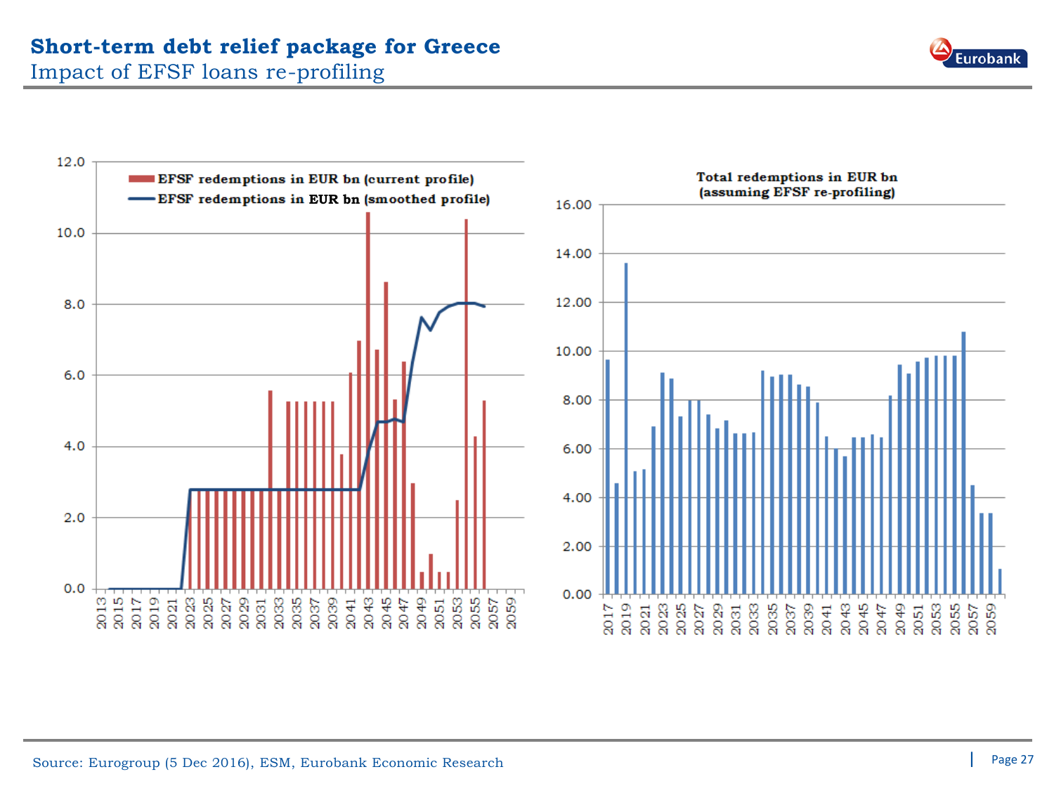# Short-term debt relief package for Greece

## Impact of EFSF loans re-profiling

EFSF redemptions in EUR bn (current profile)
EFSF redemptions in EUR bn (smoothed profile)

Total redemptions in EUR bn (assuming EFSF re-profiling)

Source: Eurogroup (5 Dec 2016), ESM, Eurobank Economic Research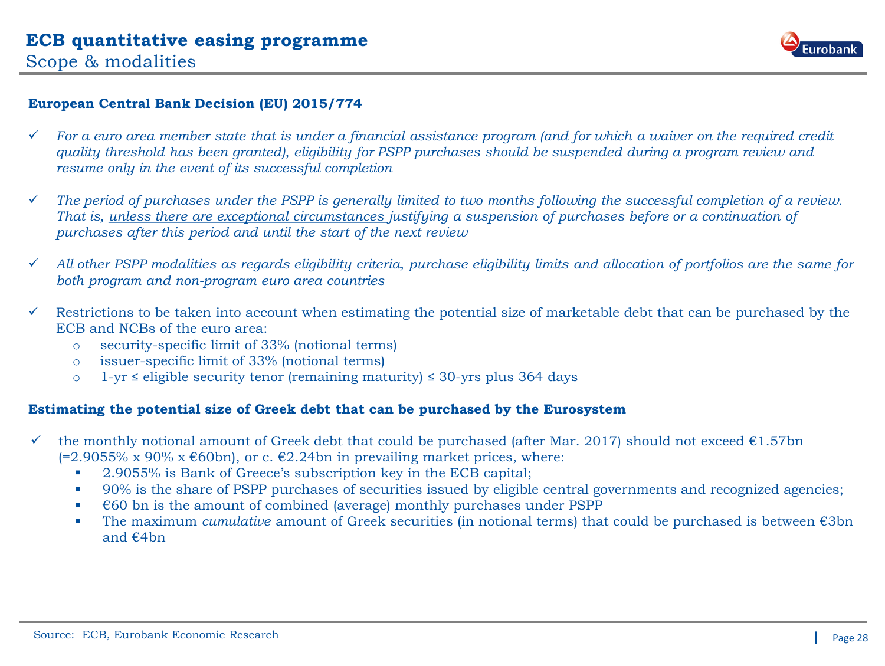# ECB quantitative easing programme

## Scope & modalities

**European Central Bank Decision (EU) 2015/774**

- ✓ *For a euro area member state that is under a financial assistance program (and for which a waiver on the required credit quality threshold has been granted), eligibility for PSPP purchases should be suspended during a program review and resume only in the event of its successful completion*

- ✓ *The period of purchases under the PSPP is generally <u>limited to two months</u> following the successful completion of a review. That is, <u>unless there are exceptional circumstances</u> justifying a suspension of purchases before or a continuation of purchases after this period and until the start of the next review*

- ✓ *All other PSPP modalities as regards eligibility criteria, purchase eligibility limits and allocation of portfolios are the same for both program and non-program euro area countries*

- ✓ Restrictions to be taken into account when estimating the potential size of marketable debt that can be purchased by the ECB and NCBs of the euro area:
  - security-specific limit of 33% (notional terms)
  - issuer-specific limit of 33% (notional terms)
  - 1-yr ≤ eligible security tenor (remaining maturity) ≤ 30-yrs plus 364 days

**Estimating the potential size of Greek debt that can be purchased by the Eurosystem**

- ✓ the monthly notional amount of Greek debt that could be purchased (after Mar. 2017) should not exceed €1.57bn (=2.9055% x 90% x €60bn), or c. €2.24bn in prevailing market prices, where:
  - 2.9055% is Bank of Greece's subscription key in the ECB capital;
  - 90% is the share of PSPP purchases of securities issued by eligible central governments and recognized agencies;
  - €60 bn is the amount of combined (average) monthly purchases under PSPP
  - The maximum *cumulative* amount of Greek securities (in notional terms) that could be purchased is between €3bn and €4bn

Source: ECB, Eurobank Economic Research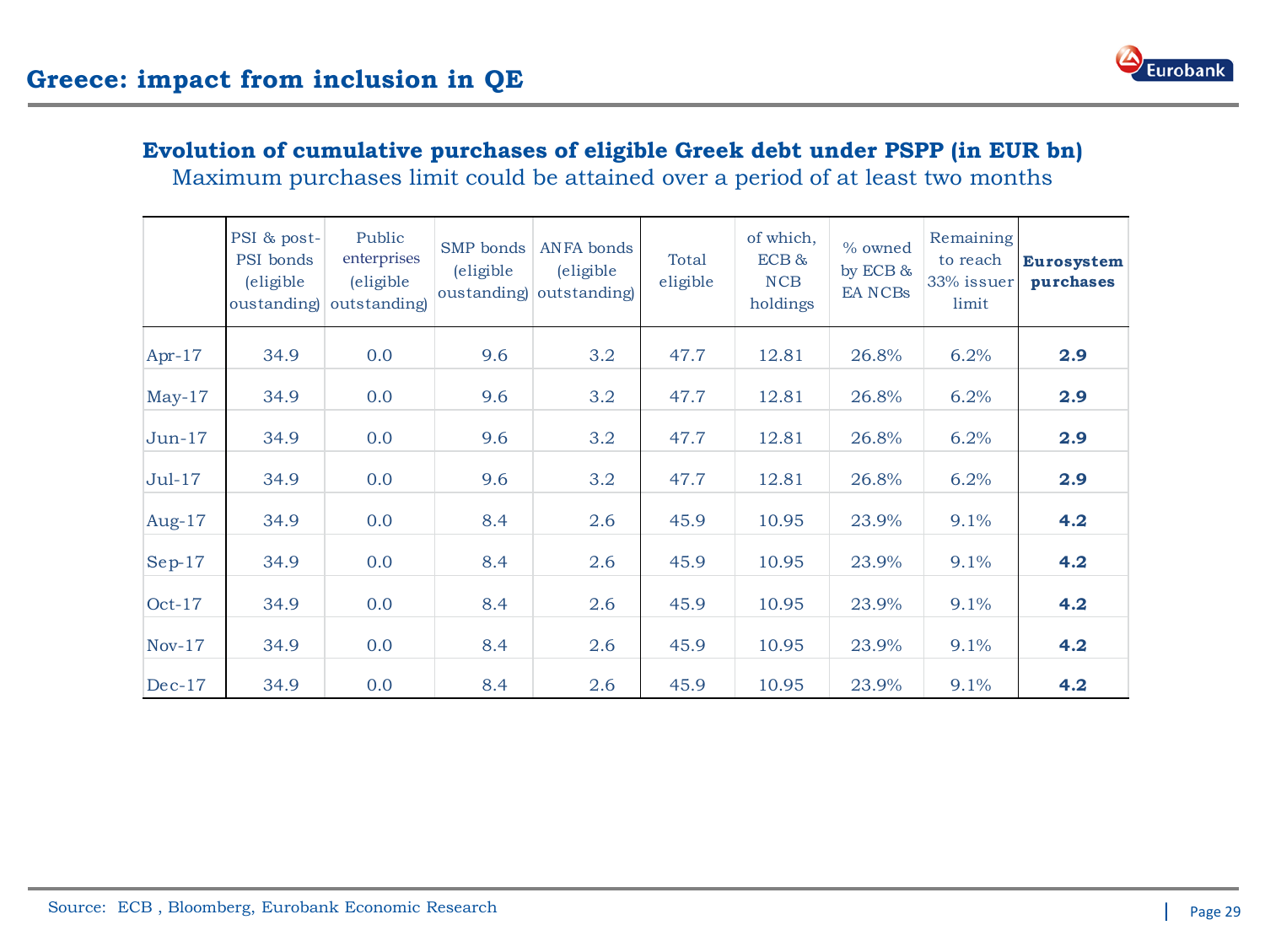# Greece: impact from inclusion in QE

**Evolution of cumulative purchases of eligible Greek debt under PSPP (in EUR bn)**

Maximum purchases limit could be attained over a period of at least two months

| | PSI & post-PSI bonds (eligible oustanding) | Public enterprises (eligible outstanding) | SMP bonds (eligible oustanding) | ANFA bonds (eligible outstanding) | Total eligible | of which, ECB & NCB holdings | % owned by ECB & EA NCBs | Remaining to reach 33% issuer limit | **Eurosystem purchases** |
|---|---|---|---|---|---|---|---|---|---|
| Apr-17 | 34.9 | 0.0 | 9.6 | 3.2 | 47.7 | 12.81 | 26.8% | 6.2% | **2.9** |
| May-17 | 34.9 | 0.0 | 9.6 | 3.2 | 47.7 | 12.81 | 26.8% | 6.2% | **2.9** |
| Jun-17 | 34.9 | 0.0 | 9.6 | 3.2 | 47.7 | 12.81 | 26.8% | 6.2% | **2.9** |
| Jul-17 | 34.9 | 0.0 | 9.6 | 3.2 | 47.7 | 12.81 | 26.8% | 6.2% | **2.9** |
| Aug-17 | 34.9 | 0.0 | 8.4 | 2.6 | 45.9 | 10.95 | 23.9% | 9.1% | **4.2** |
| Sep-17 | 34.9 | 0.0 | 8.4 | 2.6 | 45.9 | 10.95 | 23.9% | 9.1% | **4.2** |
| Oct-17 | 34.9 | 0.0 | 8.4 | 2.6 | 45.9 | 10.95 | 23.9% | 9.1% | **4.2** |
| Nov-17 | 34.9 | 0.0 | 8.4 | 2.6 | 45.9 | 10.95 | 23.9% | 9.1% | **4.2** |
| Dec-17 | 34.9 | 0.0 | 8.4 | 2.6 | 45.9 | 10.95 | 23.9% | 9.1% | **4.2** |

Source: ECB , Bloomberg, Eurobank Economic Research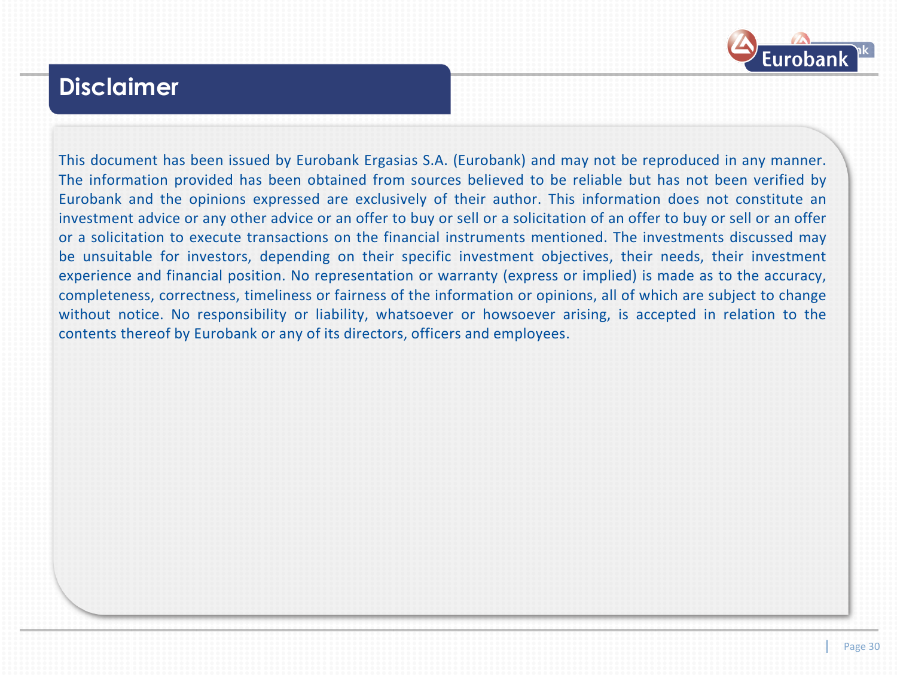# Disclaimer

This document has been issued by Eurobank Ergasias S.A. (Eurobank) and may not be reproduced in any manner. The information provided has been obtained from sources believed to be reliable but has not been verified by Eurobank and the opinions expressed are exclusively of their author. This information does not constitute an investment advice or any other advice or an offer to buy or sell or a solicitation of an offer to buy or sell or an offer or a solicitation to execute transactions on the financial instruments mentioned. The investments discussed may be unsuitable for investors, depending on their specific investment objectives, their needs, their investment experience and financial position. No representation or warranty (express or implied) is made as to the accuracy, completeness, correctness, timeliness or fairness of the information or opinions, all of which are subject to change without notice. No responsibility or liability, whatsoever or howsoever arising, is accepted in relation to the contents thereof by Eurobank or any of its directors, officers and employees.